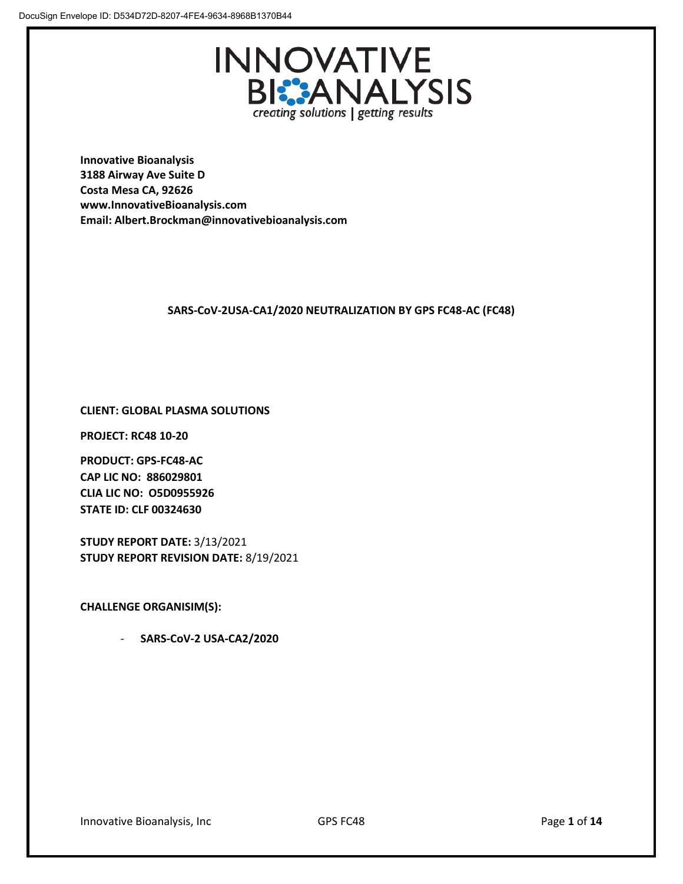DocuSign Envelope ID: D534D72D-8207-4FE4-9634-8968B1370B44

# INNOVATIVE BIOANALYSIS

*creating solutions | getting results*

**Innovative Bioanalysis**
**3188 Airway Ave Suite D**
**Costa Mesa CA, 92626**
**www.InnovativeBioanalysis.com**
**Email: Albert.Brockman@innovativebioanalysis.com**

## SARS-CoV-2USA-CA1/2020 NEUTRALIZATION BY GPS FC48-AC (FC48)

**CLIENT: GLOBAL PLASMA SOLUTIONS**

**PROJECT: RC48 10-20**

**PRODUCT: GPS-FC48-AC**
**CAP LIC NO: 886029801**
**CLIA LIC NO: O5D0955926**
**STATE ID: CLF 00324630**

**STUDY REPORT DATE:** 3/13/2021
**STUDY REPORT REVISION DATE:** 8/19/2021

**CHALLENGE ORGANISIM(S):**

- **SARS-CoV-2 USA-CA2/2020**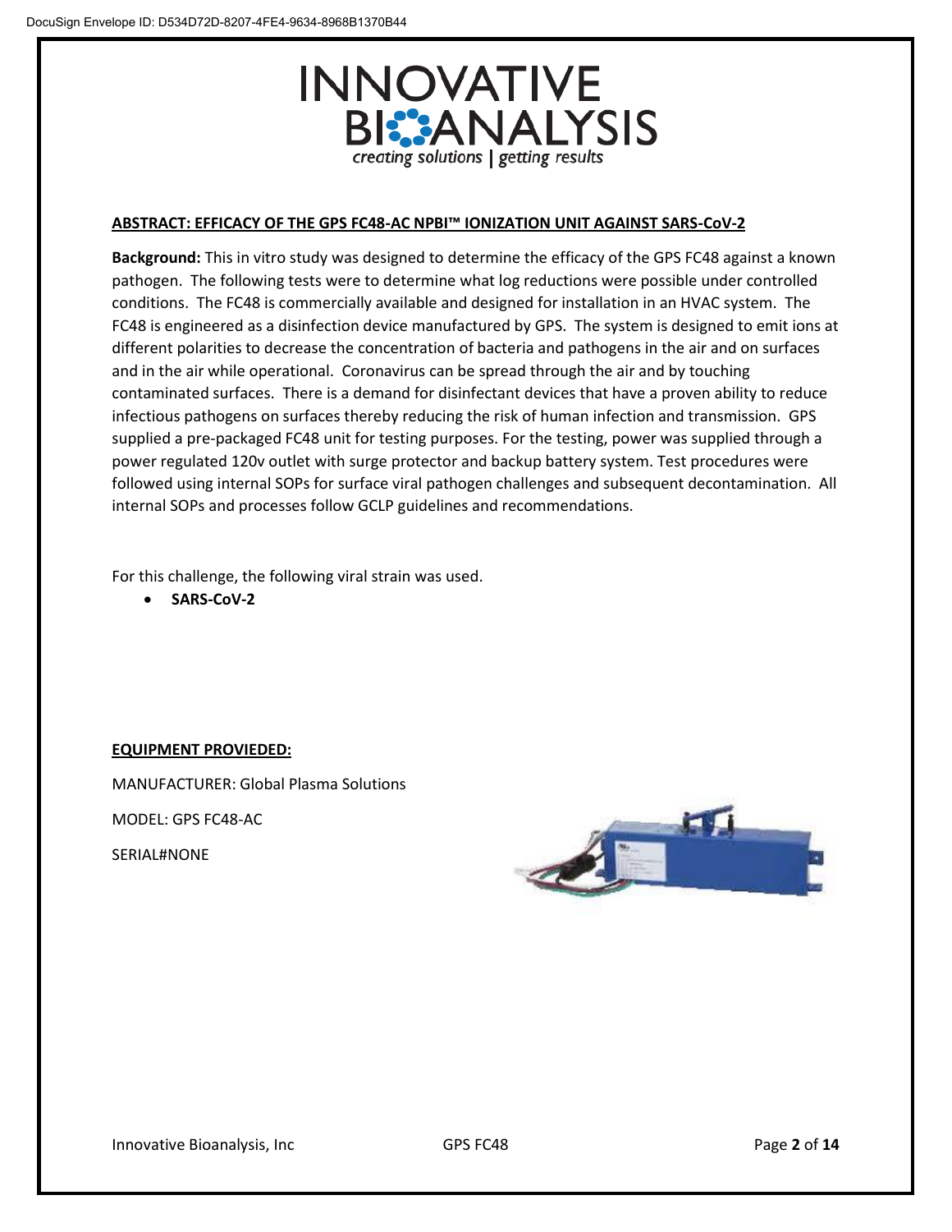## ABSTRACT: EFFICACY OF THE GPS FC48-AC NPBI™ IONIZATION UNIT AGAINST SARS-CoV-2

**Background:** This in vitro study was designed to determine the efficacy of the GPS FC48 against a known pathogen. The following tests were to determine what log reductions were possible under controlled conditions. The FC48 is commercially available and designed for installation in an HVAC system. The FC48 is engineered as a disinfection device manufactured by GPS. The system is designed to emit ions at different polarities to decrease the concentration of bacteria and pathogens in the air and on surfaces and in the air while operational. Coronavirus can be spread through the air and by touching contaminated surfaces. There is a demand for disinfectant devices that have a proven ability to reduce infectious pathogens on surfaces thereby reducing the risk of human infection and transmission. GPS supplied a pre-packaged FC48 unit for testing purposes. For the testing, power was supplied through a power regulated 120v outlet with surge protector and backup battery system. Test procedures were followed using internal SOPs for surface viral pathogen challenges and subsequent decontamination. All internal SOPs and processes follow GCLP guidelines and recommendations.

For this challenge, the following viral strain was used.

- **SARS-CoV-2**

## EQUIPMENT PROVIEDED:

MANUFACTURER: Global Plasma Solutions

MODEL: GPS FC48-AC

SERIAL#NONE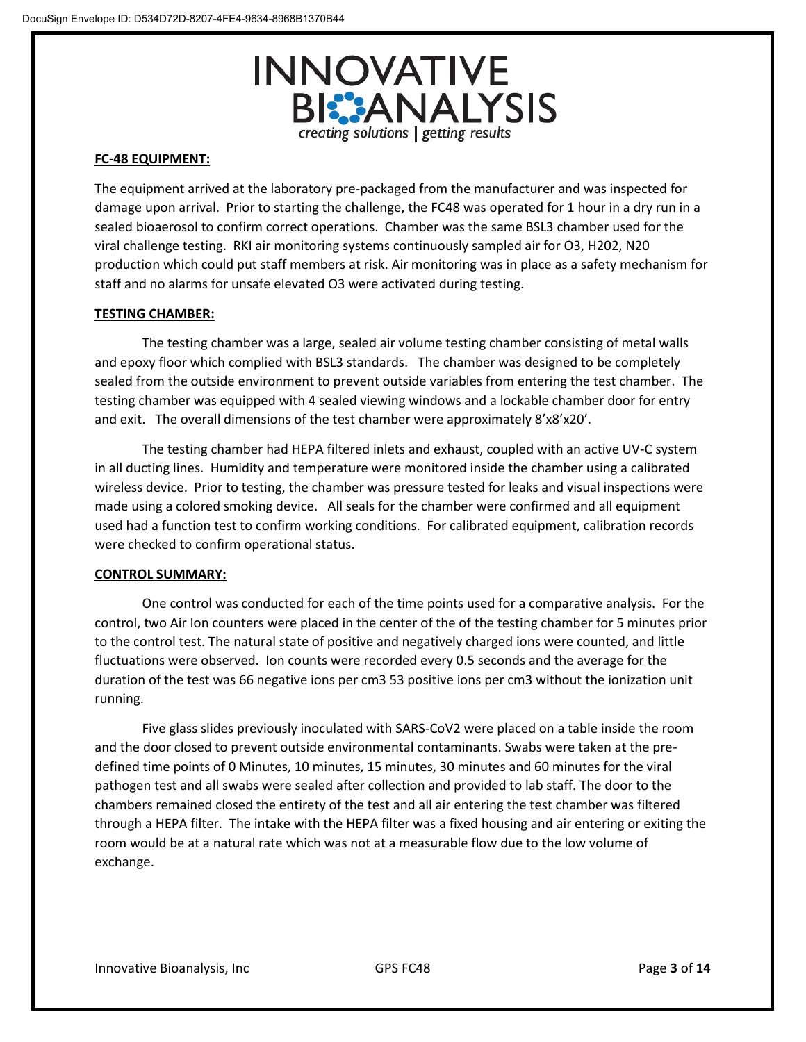## FC-48 EQUIPMENT:

The equipment arrived at the laboratory pre-packaged from the manufacturer and was inspected for damage upon arrival. Prior to starting the challenge, the FC48 was operated for 1 hour in a dry run in a sealed bioaerosol to confirm correct operations. Chamber was the same BSL3 chamber used for the viral challenge testing. RKI air monitoring systems continuously sampled air for O3, H202, N20 production which could put staff members at risk. Air monitoring was in place as a safety mechanism for staff and no alarms for unsafe elevated O3 were activated during testing.

## TESTING CHAMBER:

The testing chamber was a large, sealed air volume testing chamber consisting of metal walls and epoxy floor which complied with BSL3 standards. The chamber was designed to be completely sealed from the outside environment to prevent outside variables from entering the test chamber. The testing chamber was equipped with 4 sealed viewing windows and a lockable chamber door for entry and exit. The overall dimensions of the test chamber were approximately 8'x8'x20'.

The testing chamber had HEPA filtered inlets and exhaust, coupled with an active UV-C system in all ducting lines. Humidity and temperature were monitored inside the chamber using a calibrated wireless device. Prior to testing, the chamber was pressure tested for leaks and visual inspections were made using a colored smoking device. All seals for the chamber were confirmed and all equipment used had a function test to confirm working conditions. For calibrated equipment, calibration records were checked to confirm operational status.

## CONTROL SUMMARY:

One control was conducted for each of the time points used for a comparative analysis. For the control, two Air Ion counters were placed in the center of the of the testing chamber for 5 minutes prior to the control test. The natural state of positive and negatively charged ions were counted, and little fluctuations were observed. Ion counts were recorded every 0.5 seconds and the average for the duration of the test was 66 negative ions per cm3 53 positive ions per cm3 without the ionization unit running.

Five glass slides previously inoculated with SARS-CoV2 were placed on a table inside the room and the door closed to prevent outside environmental contaminants. Swabs were taken at the pre-defined time points of 0 Minutes, 10 minutes, 15 minutes, 30 minutes and 60 minutes for the viral pathogen test and all swabs were sealed after collection and provided to lab staff. The door to the chambers remained closed the entirety of the test and all air entering the test chamber was filtered through a HEPA filter. The intake with the HEPA filter was a fixed housing and air entering or exiting the room would be at a natural rate which was not at a measurable flow due to the low volume of exchange.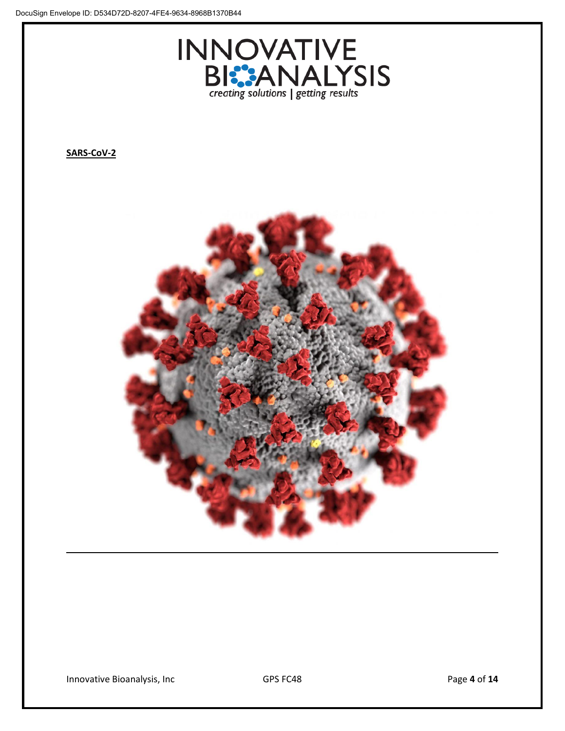**SARS-CoV-2**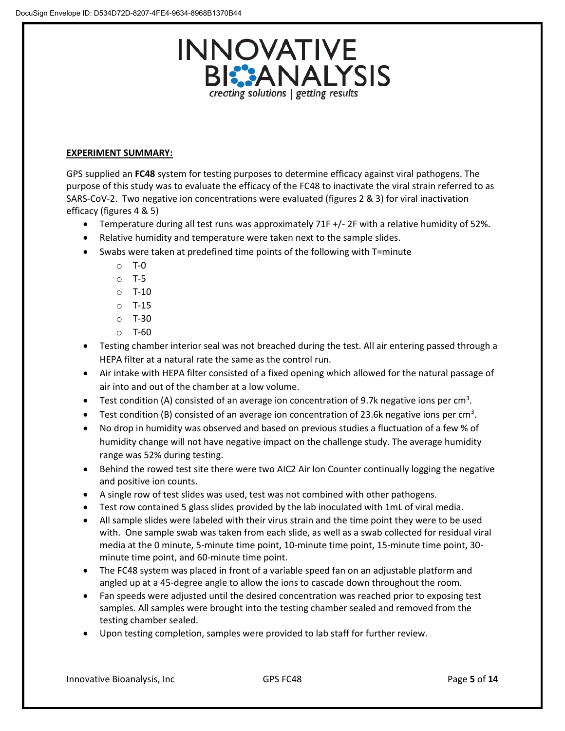**EXPERIMENT SUMMARY:**

GPS supplied an **FC48** system for testing purposes to determine efficacy against viral pathogens. The purpose of this study was to evaluate the efficacy of the FC48 to inactivate the viral strain referred to as SARS-CoV-2. Two negative ion concentrations were evaluated (figures 2 & 3) for viral inactivation efficacy (figures 4 & 5)

- Temperature during all test runs was approximately 71F +/- 2F with a relative humidity of 52%.
- Relative humidity and temperature were taken next to the sample slides.
- Swabs were taken at predefined time points of the following with T=minute
  - T-0
  - T-5
  - T-10
  - T-15
  - T-30
  - T-60
- Testing chamber interior seal was not breached during the test. All air entering passed through a HEPA filter at a natural rate the same as the control run.
- Air intake with HEPA filter consisted of a fixed opening which allowed for the natural passage of air into and out of the chamber at a low volume.
- Test condition (A) consisted of an average ion concentration of 9.7k negative ions per $cm^3$.
- Test condition (B) consisted of an average ion concentration of 23.6k negative ions per $cm^3$.
- No drop in humidity was observed and based on previous studies a fluctuation of a few % of humidity change will not have negative impact on the challenge study. The average humidity range was 52% during testing.
- Behind the rowed test site there were two AIC2 Air Ion Counter continually logging the negative and positive ion counts.
- A single row of test slides was used, test was not combined with other pathogens.
- Test row contained 5 glass slides provided by the lab inoculated with 1mL of viral media.
- All sample slides were labeled with their virus strain and the time point they were to be used with. One sample swab was taken from each slide, as well as a swab collected for residual viral media at the 0 minute, 5-minute time point, 10-minute time point, 15-minute time point, 30-minute time point, and 60-minute time point.
- The FC48 system was placed in front of a variable speed fan on an adjustable platform and angled up at a 45-degree angle to allow the ions to cascade down throughout the room.
- Fan speeds were adjusted until the desired concentration was reached prior to exposing test samples. All samples were brought into the testing chamber sealed and removed from the testing chamber sealed.
- Upon testing completion, samples were provided to lab staff for further review.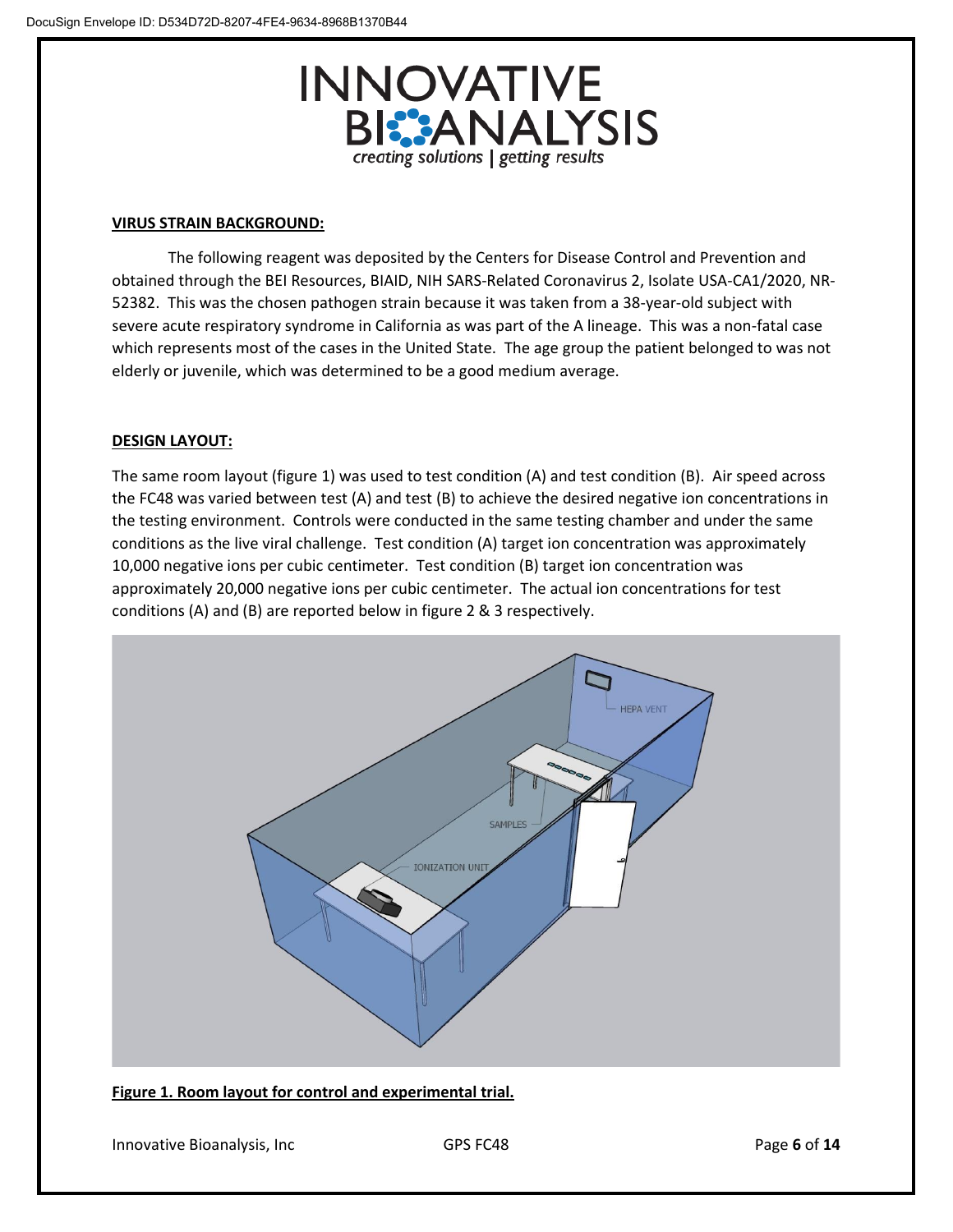## VIRUS STRAIN BACKGROUND:

The following reagent was deposited by the Centers for Disease Control and Prevention and obtained through the BEI Resources, BIAID, NIH SARS-Related Coronavirus 2, Isolate USA-CA1/2020, NR-52382. This was the chosen pathogen strain because it was taken from a 38-year-old subject with severe acute respiratory syndrome in California as was part of the A lineage. This was a non-fatal case which represents most of the cases in the United State. The age group the patient belonged to was not elderly or juvenile, which was determined to be a good medium average.

## DESIGN LAYOUT:

The same room layout (figure 1) was used to test condition (A) and test condition (B). Air speed across the FC48 was varied between test (A) and test (B) to achieve the desired negative ion concentrations in the testing environment. Controls were conducted in the same testing chamber and under the same conditions as the live viral challenge. Test condition (A) target ion concentration was approximately 10,000 negative ions per cubic centimeter. Test condition (B) target ion concentration was approximately 20,000 negative ions per cubic centimeter. The actual ion concentrations for test conditions (A) and (B) are reported below in figure 2 & 3 respectively.

**Figure 1. Room layout for control and experimental trial.**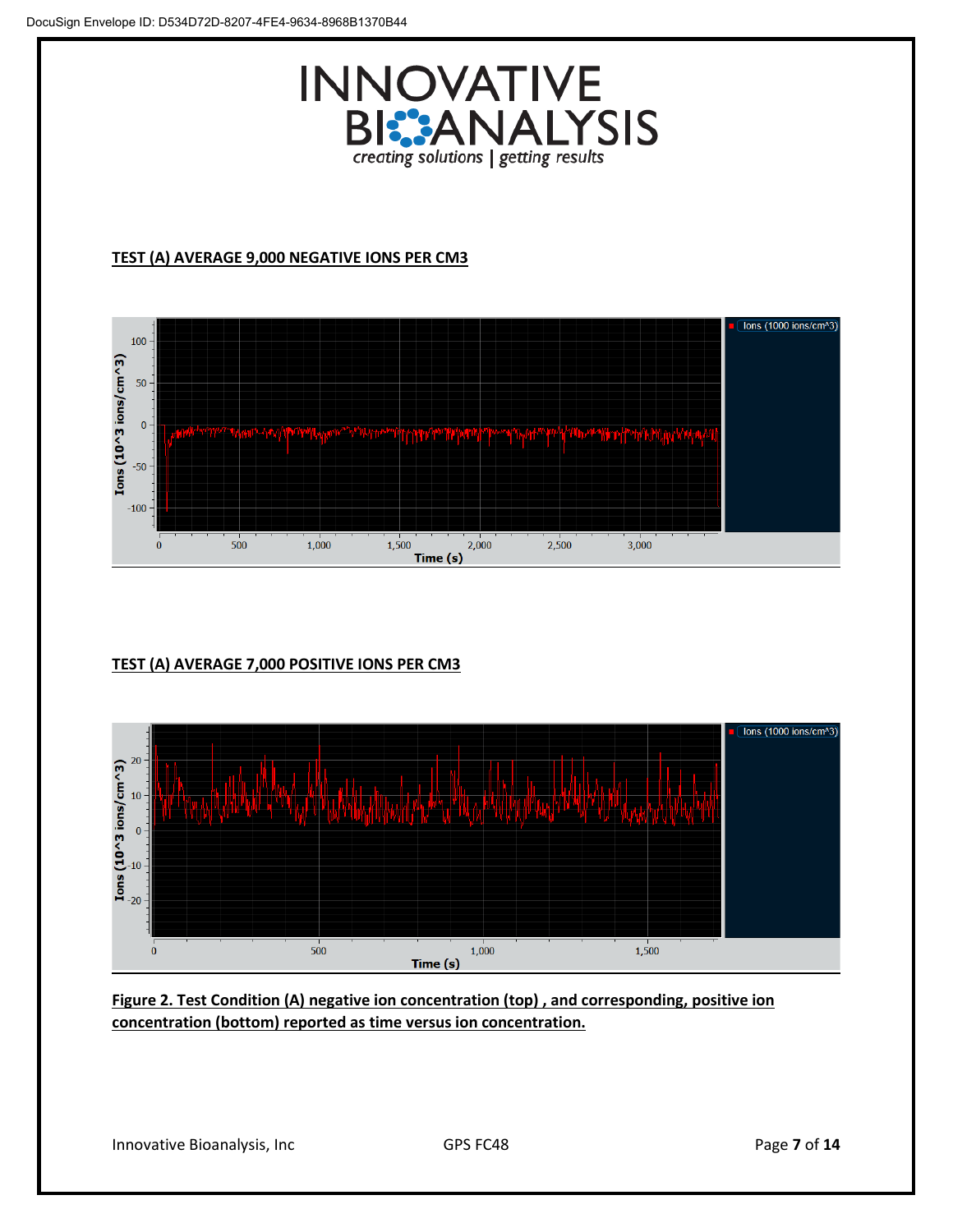**TEST (A) AVERAGE 9,000 NEGATIVE IONS PER CM3**

**TEST (A) AVERAGE 7,000 POSITIVE IONS PER CM3**

**Figure 2. Test Condition (A) negative ion concentration (top) , and corresponding, positive ion concentration (bottom) reported as time versus ion concentration.**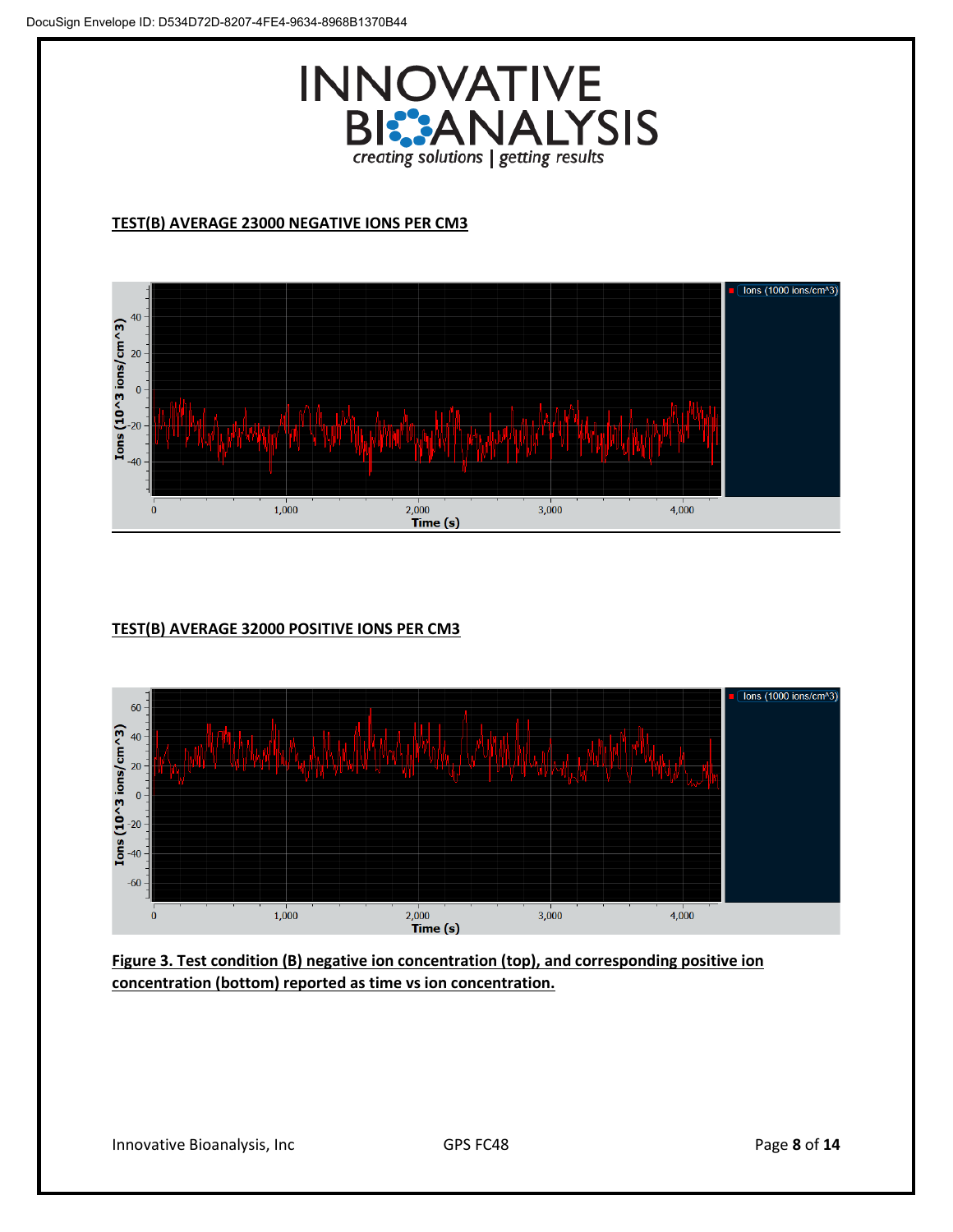**TEST(B) AVERAGE 23000 NEGATIVE IONS PER CM3**

**TEST(B) AVERAGE 32000 POSITIVE IONS PER CM3**

**Figure 3. Test condition (B) negative ion concentration (top), and corresponding positive ion concentration (bottom) reported as time vs ion concentration.**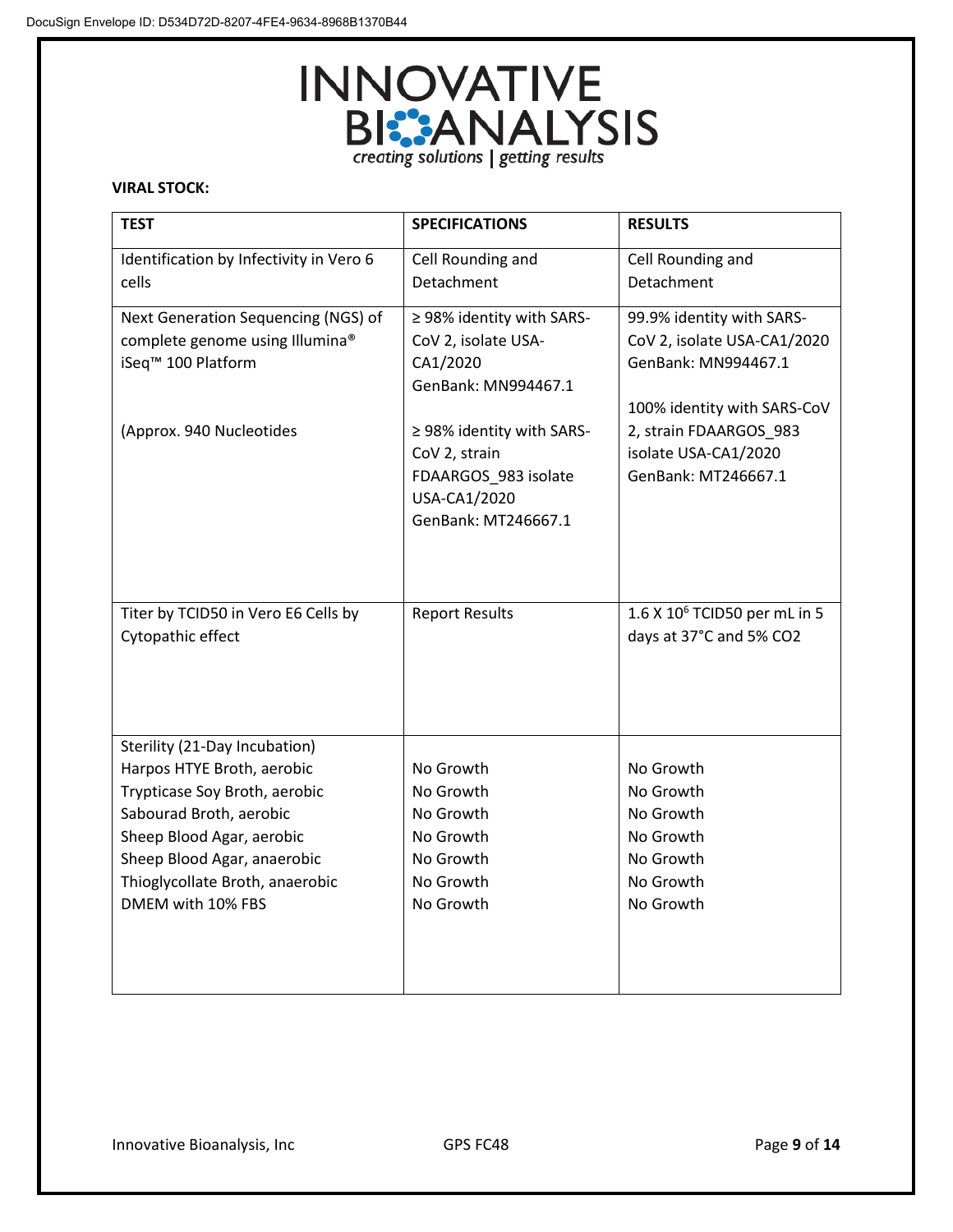**VIRAL STOCK:**

| TEST | SPECIFICATIONS | RESULTS |
|---|---|---|
| Identification by Infectivity in Vero 6 cells | Cell Rounding and Detachment | Cell Rounding and Detachment |
| Next Generation Sequencing (NGS) of complete genome using Illumina® iSeq™ 100 Platform<br><br>(Approx. 940 Nucleotides | ≥ 98% identity with SARS-CoV 2, isolate USA-CA1/2020 GenBank: MN994467.1<br><br>≥ 98% identity with SARS-CoV 2, strain FDAARGOS_983 isolate USA-CA1/2020 GenBank: MT246667.1 | 99.9% identity with SARS-CoV 2, isolate USA-CA1/2020 GenBank: MN994467.1<br><br>100% identity with SARS-CoV 2, strain FDAARGOS_983 isolate USA-CA1/2020 GenBank: MT246667.1 |
| Titer by TCID50 in Vero E6 Cells by Cytopathic effect | Report Results | 1.6 X $10^6$ TCID50 per mL in 5 days at 37°C and 5% CO2 |
| Sterility (21-Day Incubation) | | |
| Harpos HTYE Broth, aerobic | No Growth | No Growth |
| Trypticase Soy Broth, aerobic | No Growth | No Growth |
| Sabourad Broth, aerobic | No Growth | No Growth |
| Sheep Blood Agar, aerobic | No Growth | No Growth |
| Sheep Blood Agar, anaerobic | No Growth | No Growth |
| Thioglycollate Broth, anaerobic | No Growth | No Growth |
| DMEM with 10% FBS | No Growth | No Growth |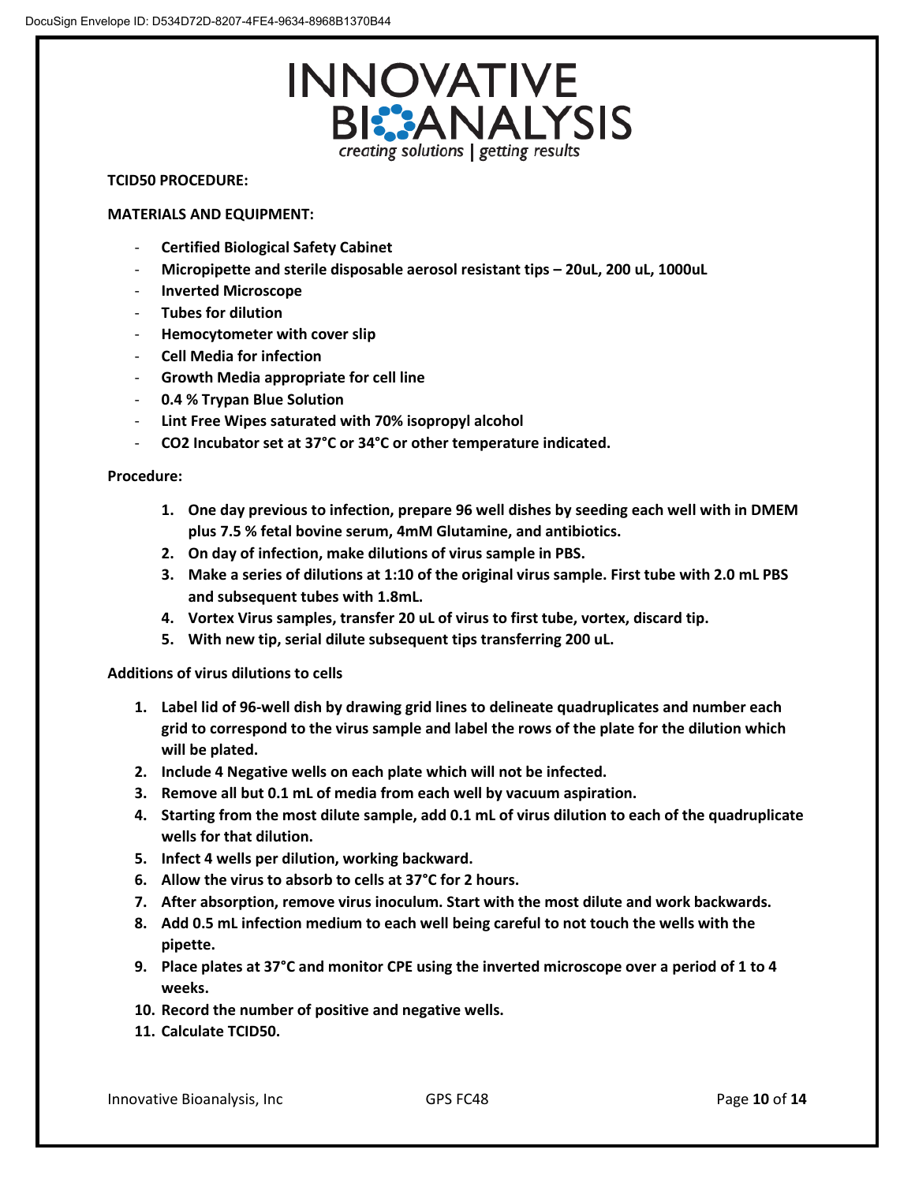**TCID50 PROCEDURE:**

**MATERIALS AND EQUIPMENT:**

- **Certified Biological Safety Cabinet**
- **Micropipette and sterile disposable aerosol resistant tips – 20uL, 200 uL, 1000uL**
- **Inverted Microscope**
- **Tubes for dilution**
- **Hemocytometer with cover slip**
- **Cell Media for infection**
- **Growth Media appropriate for cell line**
- **0.4 % Trypan Blue Solution**
- **Lint Free Wipes saturated with 70% isopropyl alcohol**
- **CO2 Incubator set at 37°C or 34°C or other temperature indicated.**

**Procedure:**

1. **One day previous to infection, prepare 96 well dishes by seeding each well with in DMEM plus 7.5 % fetal bovine serum, 4mM Glutamine, and antibiotics.**
2. **On day of infection, make dilutions of virus sample in PBS.**
3. **Make a series of dilutions at 1:10 of the original virus sample. First tube with 2.0 mL PBS and subsequent tubes with 1.8mL.**
4. **Vortex Virus samples, transfer 20 uL of virus to first tube, vortex, discard tip.**
5. **With new tip, serial dilute subsequent tips transferring 200 uL.**

**Additions of virus dilutions to cells**

1. **Label lid of 96-well dish by drawing grid lines to delineate quadruplicates and number each grid to correspond to the virus sample and label the rows of the plate for the dilution which will be plated.**
2. **Include 4 Negative wells on each plate which will not be infected.**
3. **Remove all but 0.1 mL of media from each well by vacuum aspiration.**
4. **Starting from the most dilute sample, add 0.1 mL of virus dilution to each of the quadruplicate wells for that dilution.**
5. **Infect 4 wells per dilution, working backward.**
6. **Allow the virus to absorb to cells at 37°C for 2 hours.**
7. **After absorption, remove virus inoculum. Start with the most dilute and work backwards.**
8. **Add 0.5 mL infection medium to each well being careful to not touch the wells with the pipette.**
9. **Place plates at 37°C and monitor CPE using the inverted microscope over a period of 1 to 4 weeks.**
10. **Record the number of positive and negative wells.**
11. **Calculate TCID50.**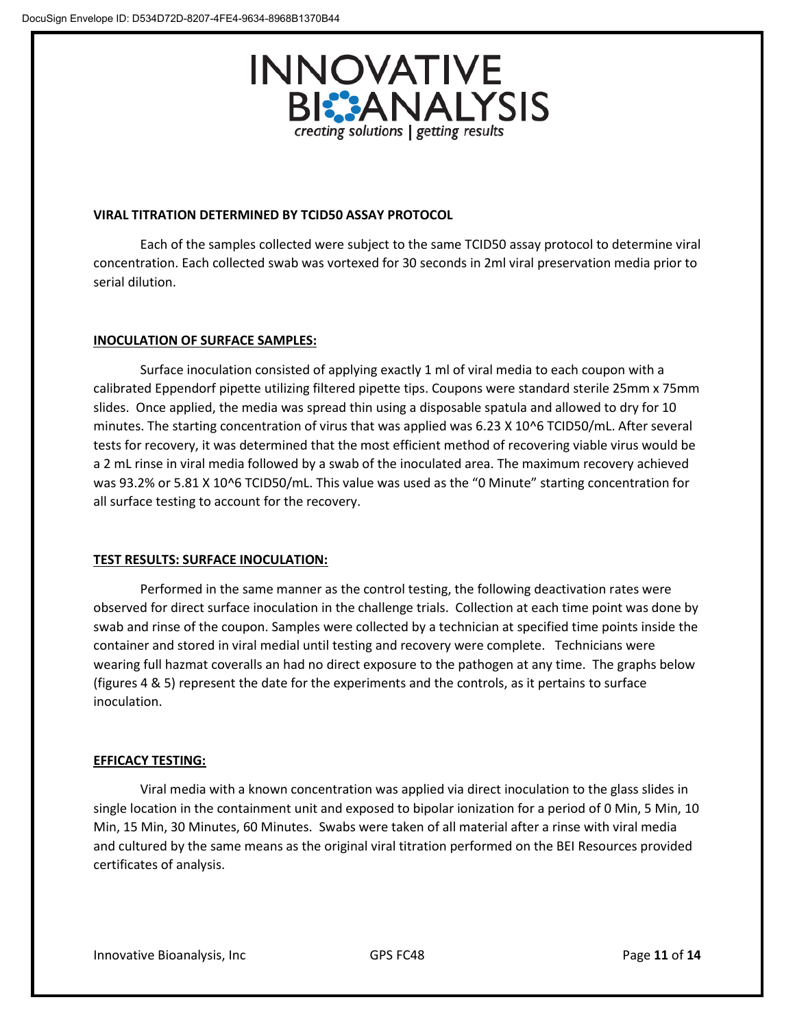## VIRAL TITRATION DETERMINED BY TCID50 ASSAY PROTOCOL

Each of the samples collected were subject to the same TCID50 assay protocol to determine viral concentration. Each collected swab was vortexed for 30 seconds in 2ml viral preservation media prior to serial dilution.

## INOCULATION OF SURFACE SAMPLES:

Surface inoculation consisted of applying exactly 1 ml of viral media to each coupon with a calibrated Eppendorf pipette utilizing filtered pipette tips. Coupons were standard sterile 25mm x 75mm slides. Once applied, the media was spread thin using a disposable spatula and allowed to dry for 10 minutes. The starting concentration of virus that was applied was $6.23 \times 10^6$ TCID50/mL. After several tests for recovery, it was determined that the most efficient method of recovering viable virus would be a 2 mL rinse in viral media followed by a swab of the inoculated area. The maximum recovery achieved was 93.2% or $5.81 \times 10^6$ TCID50/mL. This value was used as the "0 Minute" starting concentration for all surface testing to account for the recovery.

## TEST RESULTS: SURFACE INOCULATION:

Performed in the same manner as the control testing, the following deactivation rates were observed for direct surface inoculation in the challenge trials. Collection at each time point was done by swab and rinse of the coupon. Samples were collected by a technician at specified time points inside the container and stored in viral medial until testing and recovery were complete. Technicians were wearing full hazmat coveralls an had no direct exposure to the pathogen at any time. The graphs below (figures 4 & 5) represent the date for the experiments and the controls, as it pertains to surface inoculation.

## EFFICACY TESTING:

Viral media with a known concentration was applied via direct inoculation to the glass slides in single location in the containment unit and exposed to bipolar ionization for a period of 0 Min, 5 Min, 10 Min, 15 Min, 30 Minutes, 60 Minutes. Swabs were taken of all material after a rinse with viral media and cultured by the same means as the original viral titration performed on the BEI Resources provided certificates of analysis.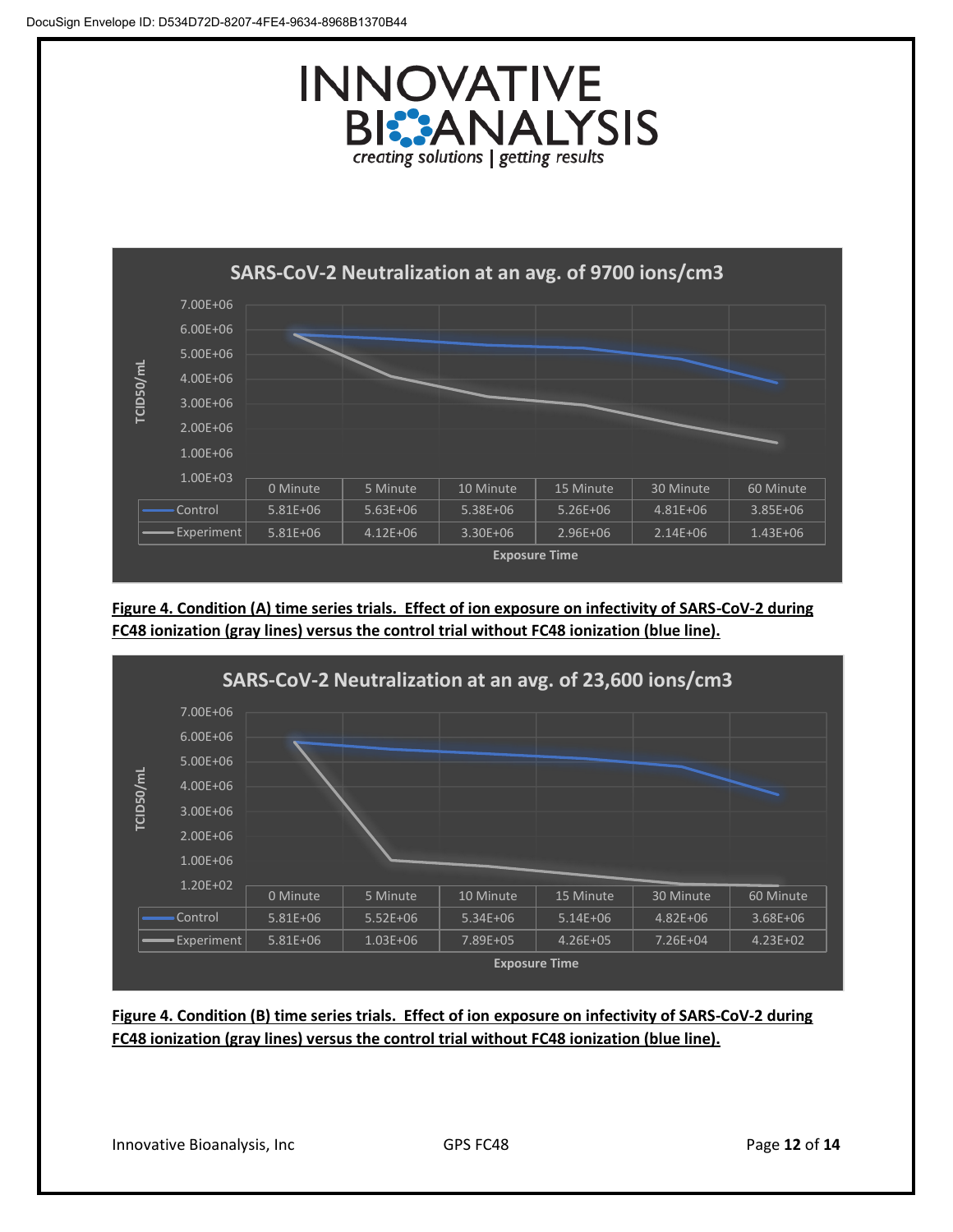**SARS-CoV-2 Neutralization at an avg. of 9700 ions/cm3**

| TCID50/mL | 0 Minute | 5 Minute | 10 Minute | 15 Minute | 30 Minute | 60 Minute |
|---|---|---|---|---|---|---|
| Control | 5.81E+06 | 5.63E+06 | 5.38E+06 | 5.26E+06 | 4.81E+06 | 3.85E+06 |
| Experiment | 5.81E+06 | 4.12E+06 | 3.30E+06 | 2.96E+06 | 2.14E+06 | 1.43E+06 |

Exposure Time

**Figure 4. Condition (A) time series trials. Effect of ion exposure on infectivity of SARS-CoV-2 during FC48 ionization (gray lines) versus the control trial without FC48 ionization (blue line).**

**SARS-CoV-2 Neutralization at an avg. of 23,600 ions/cm3**

| TCID50/mL | 0 Minute | 5 Minute | 10 Minute | 15 Minute | 30 Minute | 60 Minute |
|---|---|---|---|---|---|---|
| Control | 5.81E+06 | 5.52E+06 | 5.34E+06 | 5.14E+06 | 4.82E+06 | 3.68E+06 |
| Experiment | 5.81E+06 | 1.03E+06 | 7.89E+05 | 4.26E+05 | 7.26E+04 | 4.23E+02 |

Exposure Time

**Figure 4. Condition (B) time series trials. Effect of ion exposure on infectivity of SARS-CoV-2 during FC48 ionization (gray lines) versus the control trial without FC48 ionization (blue line).**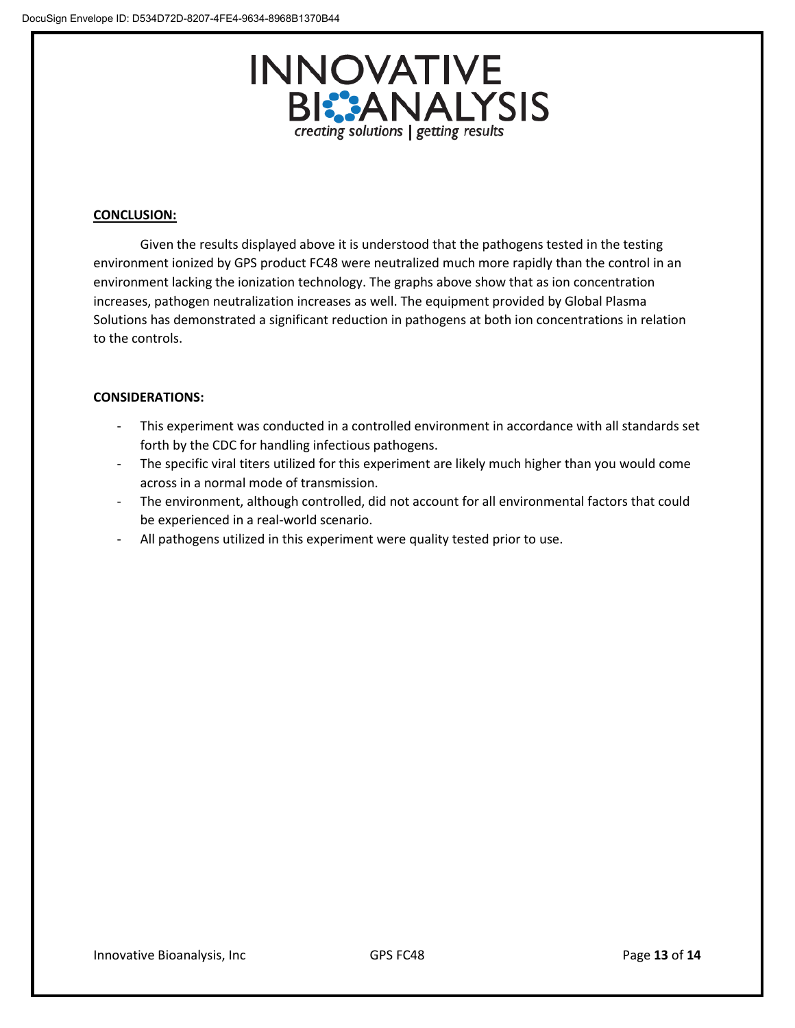## CONCLUSION:

Given the results displayed above it is understood that the pathogens tested in the testing environment ionized by GPS product FC48 were neutralized much more rapidly than the control in an environment lacking the ionization technology. The graphs above show that as ion concentration increases, pathogen neutralization increases as well. The equipment provided by Global Plasma Solutions has demonstrated a significant reduction in pathogens at both ion concentrations in relation to the controls.

**CONSIDERATIONS:**

- This experiment was conducted in a controlled environment in accordance with all standards set forth by the CDC for handling infectious pathogens.
- The specific viral titers utilized for this experiment are likely much higher than you would come across in a normal mode of transmission.
- The environment, although controlled, did not account for all environmental factors that could be experienced in a real-world scenario.
- All pathogens utilized in this experiment were quality tested prior to use.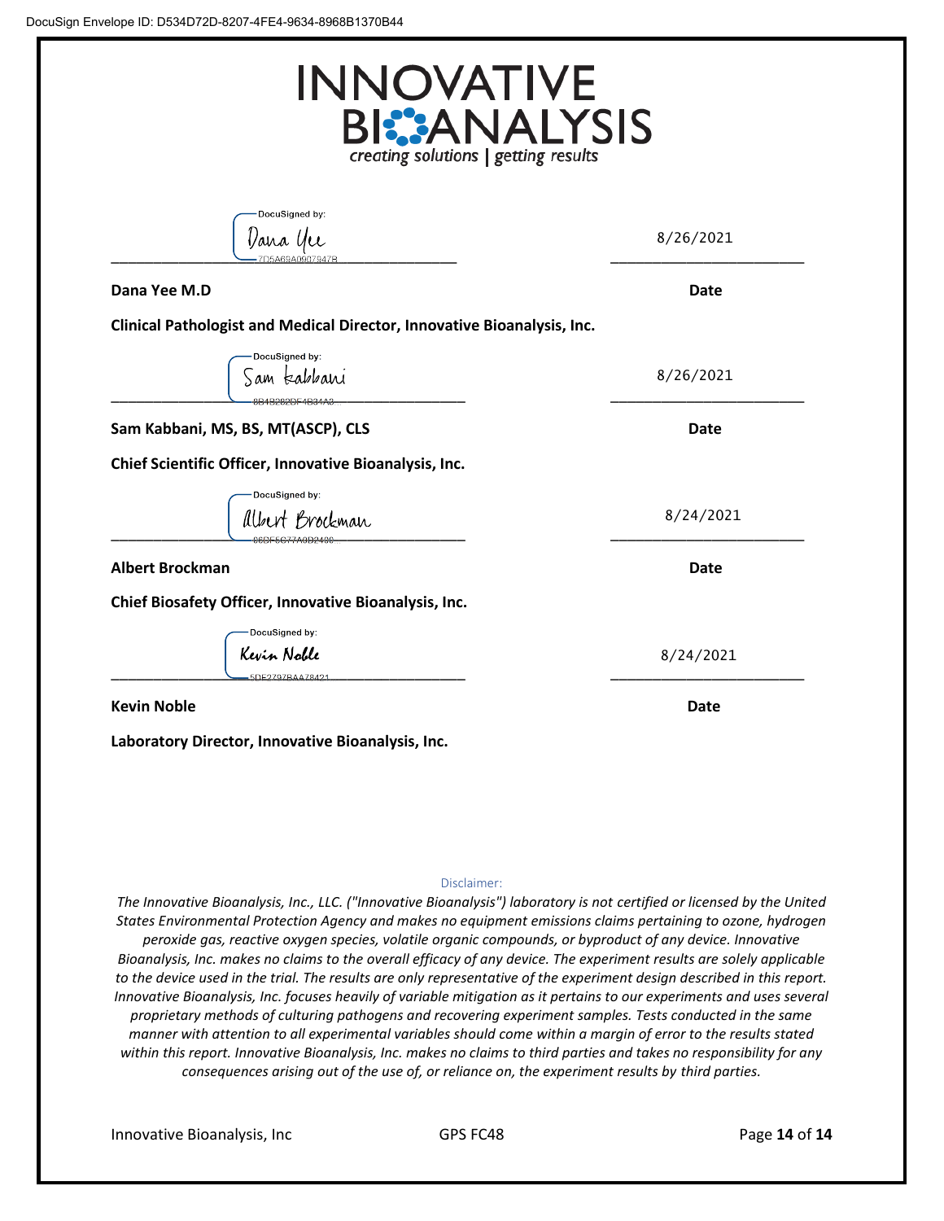DocuSign Envelope ID: D534D72D-8207-4FE4-9634-8968B1370B44

INNOVATIVE BIOANALYSIS

*creating solutions | getting results*

DocuSigned by: Dana Yee 7D5A69A0907947B — 8/26/2021

**Dana Yee M.D** — **Date**

**Clinical Pathologist and Medical Director, Innovative Bioanalysis, Inc.**

DocuSigned by: Sam Kabbani 8B4B282DF4B34A8 — 8/26/2021

**Sam Kabbani, MS, BS, MT(ASCP), CLS** — **Date**

**Chief Scientific Officer, Innovative Bioanalysis, Inc.**

DocuSigned by: Albert Brockman 86DF5C77A0D2488 — 8/24/2021

**Albert Brockman** — **Date**

**Chief Biosafety Officer, Innovative Bioanalysis, Inc.**

DocuSigned by: Kevin Noble 5DE2797BAA78421 — 8/24/2021

**Kevin Noble** — **Date**

**Laboratory Director, Innovative Bioanalysis, Inc.**

Disclaimer:

*The Innovative Bioanalysis, Inc., LLC. ("Innovative Bioanalysis") laboratory is not certified or licensed by the United States Environmental Protection Agency and makes no equipment emissions claims pertaining to ozone, hydrogen peroxide gas, reactive oxygen species, volatile organic compounds, or byproduct of any device. Innovative Bioanalysis, Inc. makes no claims to the overall efficacy of any device. The experiment results are solely applicable to the device used in the trial. The results are only representative of the experiment design described in this report. Innovative Bioanalysis, Inc. focuses heavily of variable mitigation as it pertains to our experiments and uses several proprietary methods of culturing pathogens and recovering experiment samples. Tests conducted in the same manner with attention to all experimental variables should come within a margin of error to the results stated within this report. Innovative Bioanalysis, Inc. makes no claims to third parties and takes no responsibility for any consequences arising out of the use of, or reliance on, the experiment results by third parties.*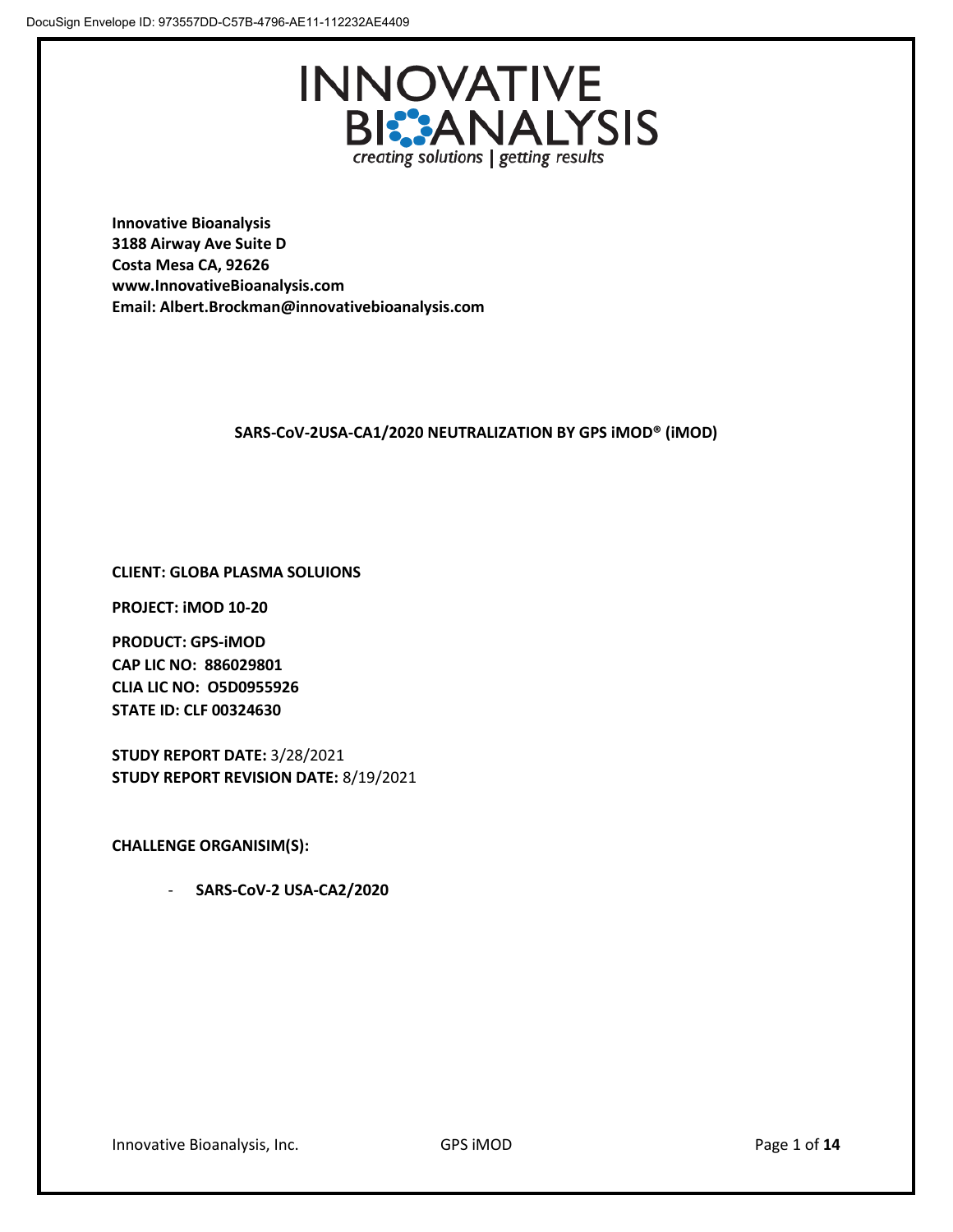DocuSign Envelope ID: 973557DD-C57B-4796-AE11-112232AE4409

# INNOVATIVE BIOANALYSIS

*creating solutions | getting results*

**Innovative Bioanalysis**
**3188 Airway Ave Suite D**
**Costa Mesa CA, 92626**
**www.InnovativeBioanalysis.com**
**Email: Albert.Brockman@innovativebioanalysis.com**

**SARS-CoV-2USA-CA1/2020 NEUTRALIZATION BY GPS iMOD® (iMOD)**

**CLIENT: GLOBA PLASMA SOLUIONS**

**PROJECT: iMOD 10-20**

**PRODUCT: GPS-iMOD**
**CAP LIC NO: 886029801**
**CLIA LIC NO: O5D0955926**
**STATE ID: CLF 00324630**

**STUDY REPORT DATE:** 3/28/2021
**STUDY REPORT REVISION DATE:** 8/19/2021

**CHALLENGE ORGANISIM(S):**

- **SARS-CoV-2 USA-CA2/2020**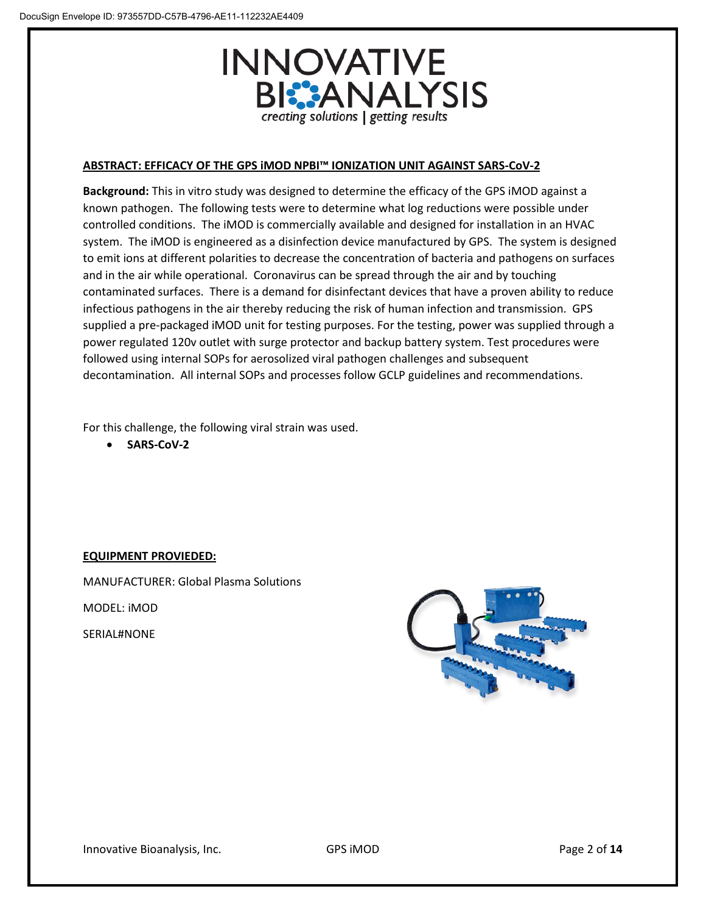DocuSign Envelope ID: 973557DD-C57B-4796-AE11-112232AE4409

INNOVATIVE BIOANALYSIS
*creating solutions | getting results*

**ABSTRACT: EFFICACY OF THE GPS iMOD NPBI™ IONIZATION UNIT AGAINST SARS-CoV-2**

**Background:** This in vitro study was designed to determine the efficacy of the GPS iMOD against a known pathogen. The following tests were to determine what log reductions were possible under controlled conditions. The iMOD is commercially available and designed for installation in an HVAC system. The iMOD is engineered as a disinfection device manufactured by GPS. The system is designed to emit ions at different polarities to decrease the concentration of bacteria and pathogens on surfaces and in the air while operational. Coronavirus can be spread through the air and by touching contaminated surfaces. There is a demand for disinfectant devices that have a proven ability to reduce infectious pathogens in the air thereby reducing the risk of human infection and transmission. GPS supplied a pre-packaged iMOD unit for testing purposes. For the testing, power was supplied through a power regulated 120v outlet with surge protector and backup battery system. Test procedures were followed using internal SOPs for aerosolized viral pathogen challenges and subsequent decontamination. All internal SOPs and processes follow GCLP guidelines and recommendations.

For this challenge, the following viral strain was used.

- **SARS-CoV-2**

**EQUIPMENT PROVIEDED:**

MANUFACTURER: Global Plasma Solutions

MODEL: iMOD

SERIAL#NONE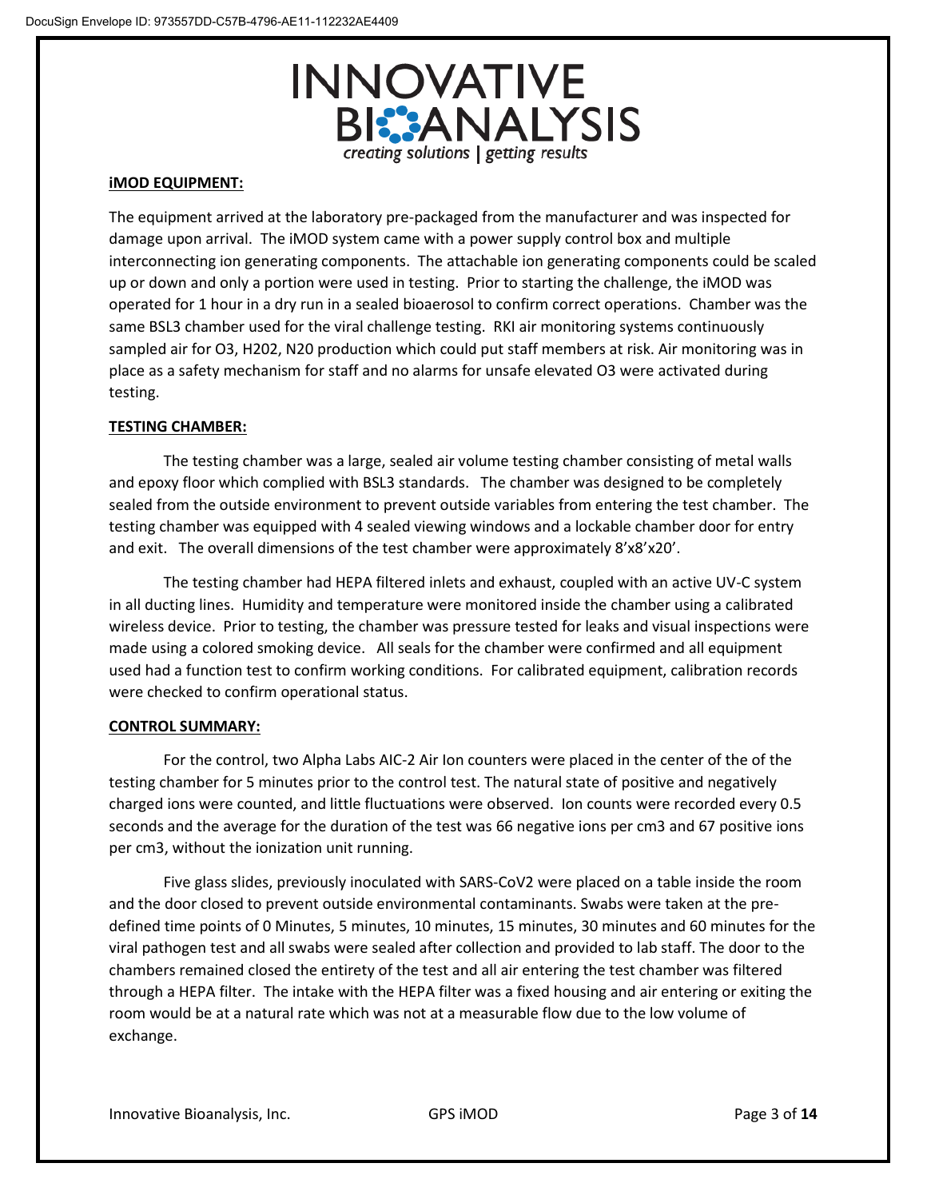**iMOD EQUIPMENT:**

The equipment arrived at the laboratory pre-packaged from the manufacturer and was inspected for damage upon arrival. The iMOD system came with a power supply control box and multiple interconnecting ion generating components. The attachable ion generating components could be scaled up or down and only a portion were used in testing. Prior to starting the challenge, the iMOD was operated for 1 hour in a dry run in a sealed bioaerosol to confirm correct operations. Chamber was the same BSL3 chamber used for the viral challenge testing. RKI air monitoring systems continuously sampled air for O3, H202, N20 production which could put staff members at risk. Air monitoring was in place as a safety mechanism for staff and no alarms for unsafe elevated O3 were activated during testing.

**TESTING CHAMBER:**

The testing chamber was a large, sealed air volume testing chamber consisting of metal walls and epoxy floor which complied with BSL3 standards. The chamber was designed to be completely sealed from the outside environment to prevent outside variables from entering the test chamber. The testing chamber was equipped with 4 sealed viewing windows and a lockable chamber door for entry and exit. The overall dimensions of the test chamber were approximately 8'x8'x20'.

The testing chamber had HEPA filtered inlets and exhaust, coupled with an active UV-C system in all ducting lines. Humidity and temperature were monitored inside the chamber using a calibrated wireless device. Prior to testing, the chamber was pressure tested for leaks and visual inspections were made using a colored smoking device. All seals for the chamber were confirmed and all equipment used had a function test to confirm working conditions. For calibrated equipment, calibration records were checked to confirm operational status.

**CONTROL SUMMARY:**

For the control, two Alpha Labs AIC-2 Air Ion counters were placed in the center of the of the testing chamber for 5 minutes prior to the control test. The natural state of positive and negatively charged ions were counted, and little fluctuations were observed. Ion counts were recorded every 0.5 seconds and the average for the duration of the test was 66 negative ions per cm3 and 67 positive ions per cm3, without the ionization unit running.

Five glass slides, previously inoculated with SARS-CoV2 were placed on a table inside the room and the door closed to prevent outside environmental contaminants. Swabs were taken at the pre-defined time points of 0 Minutes, 5 minutes, 10 minutes, 15 minutes, 30 minutes and 60 minutes for the viral pathogen test and all swabs were sealed after collection and provided to lab staff. The door to the chambers remained closed the entirety of the test and all air entering the test chamber was filtered through a HEPA filter. The intake with the HEPA filter was a fixed housing and air entering or exiting the room would be at a natural rate which was not at a measurable flow due to the low volume of exchange.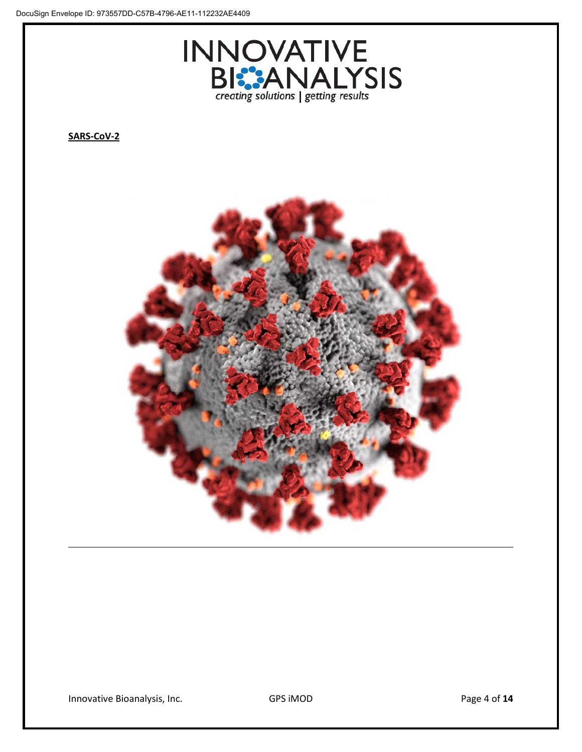**SARS-CoV-2**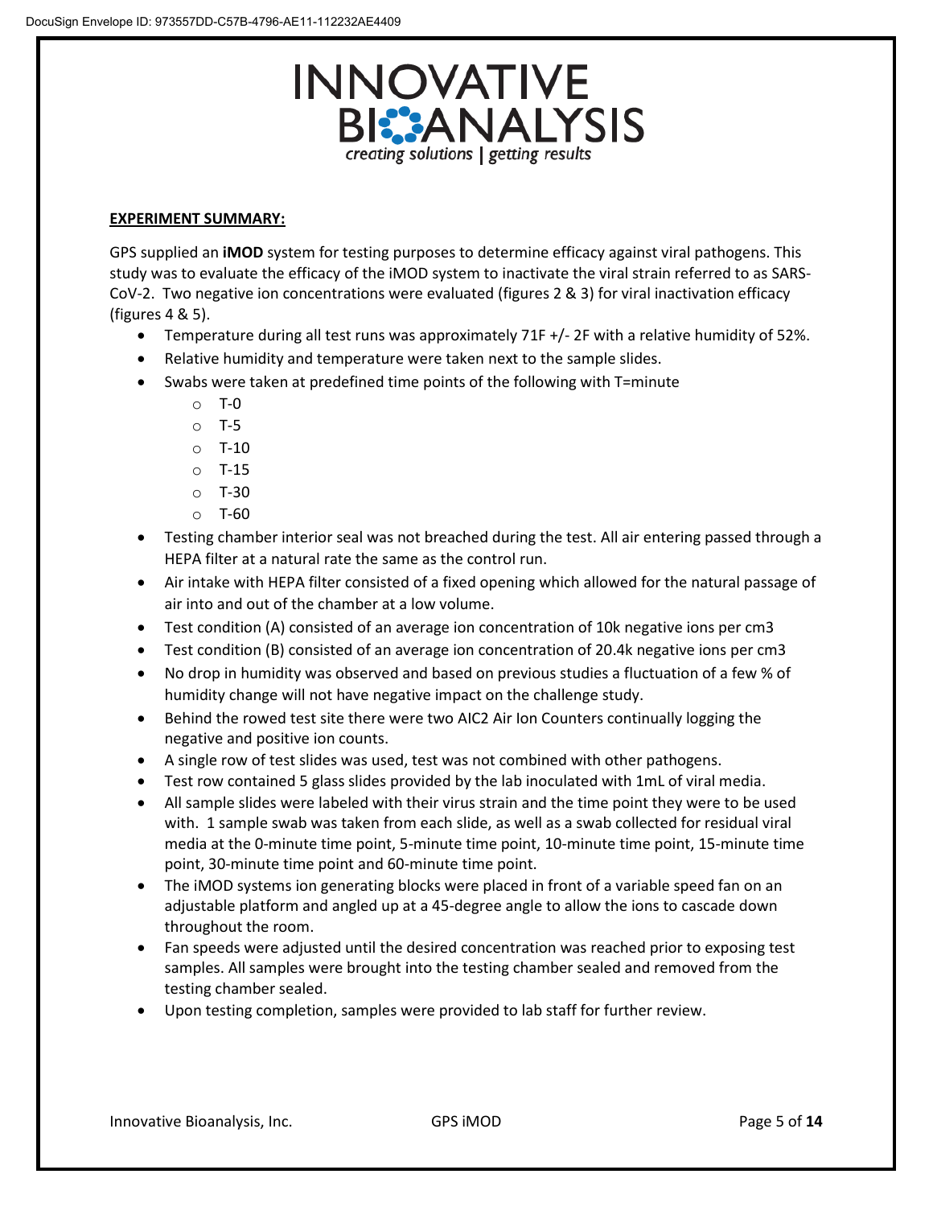**EXPERIMENT SUMMARY:**

GPS supplied an **iMOD** system for testing purposes to determine efficacy against viral pathogens. This study was to evaluate the efficacy of the iMOD system to inactivate the viral strain referred to as SARS-CoV-2. Two negative ion concentrations were evaluated (figures 2 & 3) for viral inactivation efficacy (figures 4 & 5).

- Temperature during all test runs was approximately 71F +/- 2F with a relative humidity of 52%.
- Relative humidity and temperature were taken next to the sample slides.
- Swabs were taken at predefined time points of the following with T=minute
    - T-0
    - T-5
    - T-10
    - T-15
    - T-30
    - T-60
- Testing chamber interior seal was not breached during the test. All air entering passed through a HEPA filter at a natural rate the same as the control run.
- Air intake with HEPA filter consisted of a fixed opening which allowed for the natural passage of air into and out of the chamber at a low volume.
- Test condition (A) consisted of an average ion concentration of 10k negative ions per cm3
- Test condition (B) consisted of an average ion concentration of 20.4k negative ions per cm3
- No drop in humidity was observed and based on previous studies a fluctuation of a few % of humidity change will not have negative impact on the challenge study.
- Behind the rowed test site there were two AIC2 Air Ion Counters continually logging the negative and positive ion counts.
- A single row of test slides was used, test was not combined with other pathogens.
- Test row contained 5 glass slides provided by the lab inoculated with 1mL of viral media.
- All sample slides were labeled with their virus strain and the time point they were to be used with. 1 sample swab was taken from each slide, as well as a swab collected for residual viral media at the 0-minute time point, 5-minute time point, 10-minute time point, 15-minute time point, 30-minute time point and 60-minute time point.
- The iMOD systems ion generating blocks were placed in front of a variable speed fan on an adjustable platform and angled up at a 45-degree angle to allow the ions to cascade down throughout the room.
- Fan speeds were adjusted until the desired concentration was reached prior to exposing test samples. All samples were brought into the testing chamber sealed and removed from the testing chamber sealed.
- Upon testing completion, samples were provided to lab staff for further review.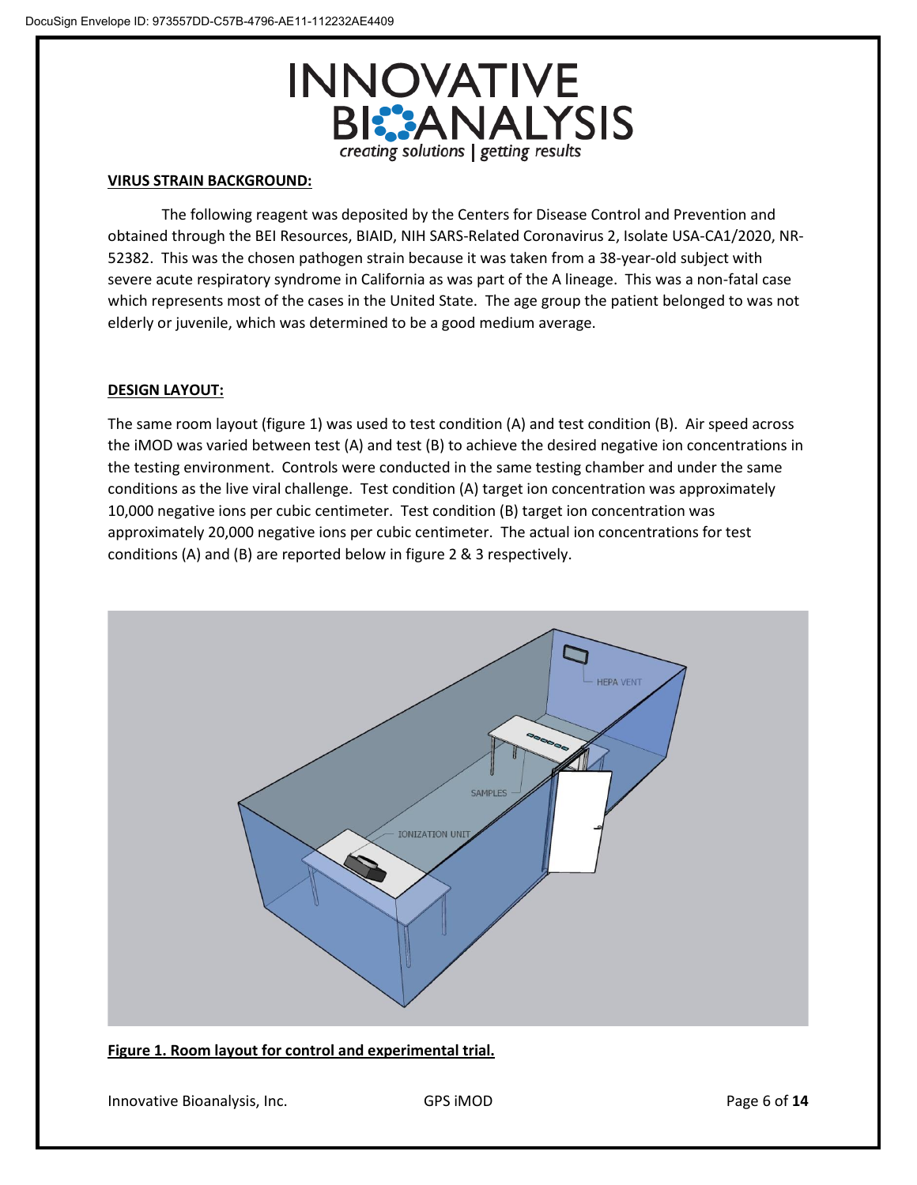**VIRUS STRAIN BACKGROUND:**

The following reagent was deposited by the Centers for Disease Control and Prevention and obtained through the BEI Resources, BIAID, NIH SARS-Related Coronavirus 2, Isolate USA-CA1/2020, NR-52382. This was the chosen pathogen strain because it was taken from a 38-year-old subject with severe acute respiratory syndrome in California as was part of the A lineage. This was a non-fatal case which represents most of the cases in the United State. The age group the patient belonged to was not elderly or juvenile, which was determined to be a good medium average.

**DESIGN LAYOUT:**

The same room layout (figure 1) was used to test condition (A) and test condition (B). Air speed across the iMOD was varied between test (A) and test (B) to achieve the desired negative ion concentrations in the testing environment. Controls were conducted in the same testing chamber and under the same conditions as the live viral challenge. Test condition (A) target ion concentration was approximately 10,000 negative ions per cubic centimeter. Test condition (B) target ion concentration was approximately 20,000 negative ions per cubic centimeter. The actual ion concentrations for test conditions (A) and (B) are reported below in figure 2 & 3 respectively.

**Figure 1. Room layout for control and experimental trial.**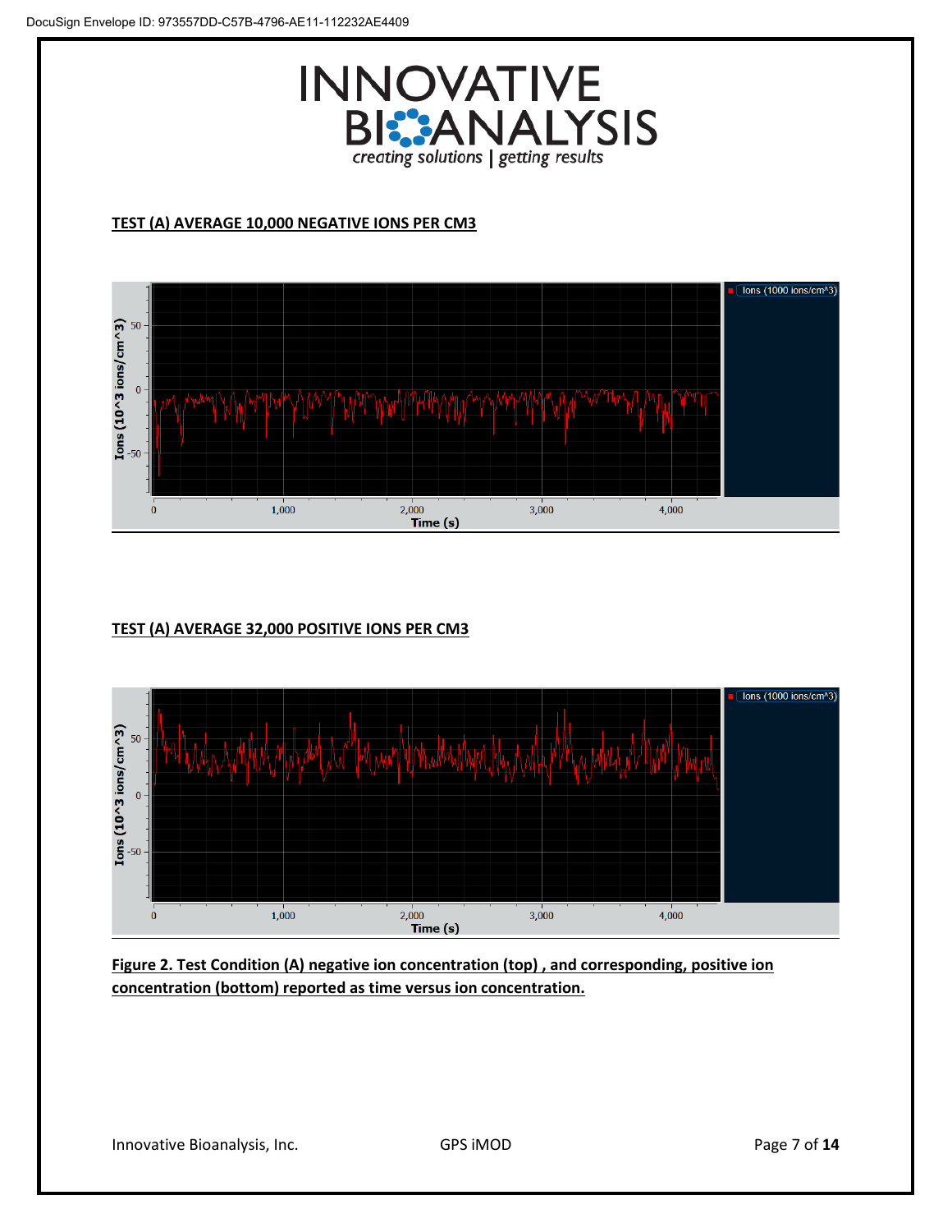**TEST (A) AVERAGE 10,000 NEGATIVE IONS PER CM3**

**TEST (A) AVERAGE 32,000 POSITIVE IONS PER CM3**

**Figure 2. Test Condition (A) negative ion concentration (top) , and corresponding, positive ion concentration (bottom) reported as time versus ion concentration.**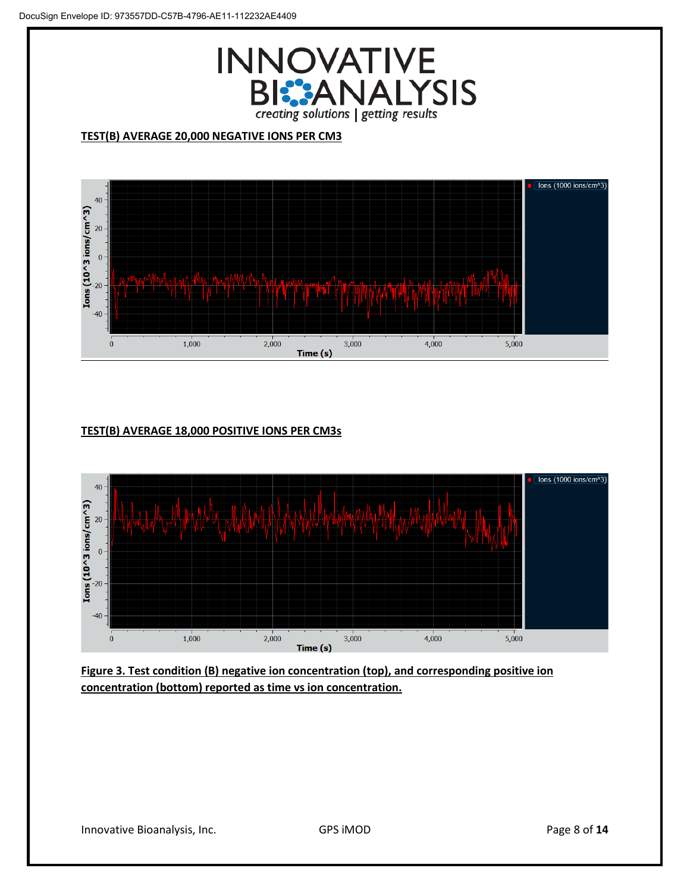**TEST(B) AVERAGE 20,000 NEGATIVE IONS PER CM3**

**TEST(B) AVERAGE 18,000 POSITIVE IONS PER CM3s**

**Figure 3. Test condition (B) negative ion concentration (top), and corresponding positive ion concentration (bottom) reported as time vs ion concentration.**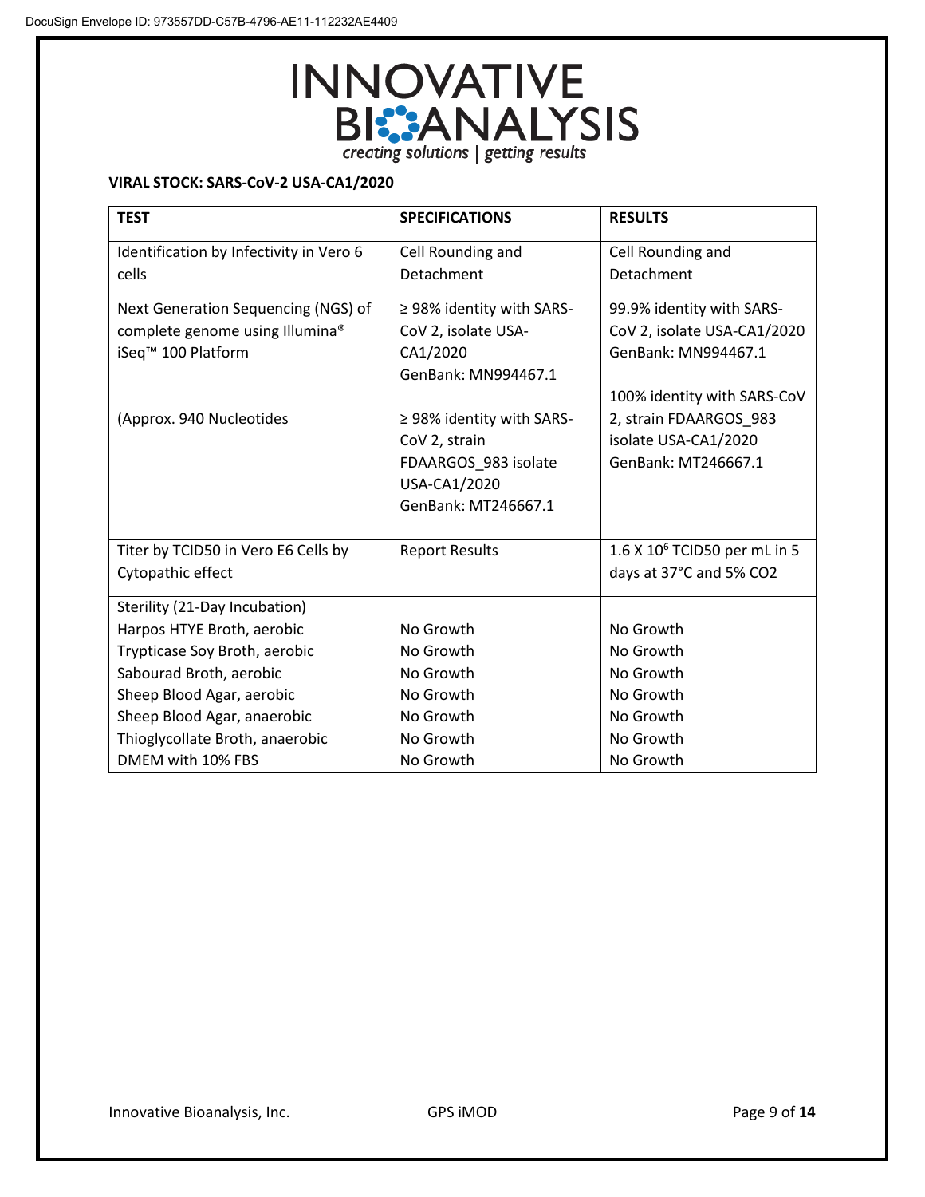DocuSign Envelope ID: 973557DD-C57B-4796-AE11-112232AE4409

INNOVATIVE BIOANALYSIS
*creating solutions | getting results*

**VIRAL STOCK: SARS-CoV-2 USA-CA1/2020**

| TEST | SPECIFICATIONS | RESULTS |
|---|---|---|
| Identification by Infectivity in Vero 6 cells | Cell Rounding and Detachment | Cell Rounding and Detachment |
| Next Generation Sequencing (NGS) of complete genome using Illumina® iSeq™ 100 Platform<br><br>(Approx. 940 Nucleotides | ≥ 98% identity with SARS-CoV 2, isolate USA-CA1/2020 GenBank: MN994467.1<br><br>≥ 98% identity with SARS-CoV 2, strain FDAARGOS_983 isolate USA-CA1/2020 GenBank: MT246667.1 | 99.9% identity with SARS-CoV 2, isolate USA-CA1/2020 GenBank: MN994467.1<br><br>100% identity with SARS-CoV 2, strain FDAARGOS_983 isolate USA-CA1/2020 GenBank: MT246667.1 |
| Titer by TCID50 in Vero E6 Cells by Cytopathic effect | Report Results | 1.6 X $10^6$ TCID50 per mL in 5 days at 37°C and 5% $CO_2$ |
| Sterility (21-Day Incubation) | | |
| Harpos HTYE Broth, aerobic | No Growth | No Growth |
| Trypticase Soy Broth, aerobic | No Growth | No Growth |
| Sabourad Broth, aerobic | No Growth | No Growth |
| Sheep Blood Agar, aerobic | No Growth | No Growth |
| Sheep Blood Agar, anaerobic | No Growth | No Growth |
| Thioglycollate Broth, anaerobic | No Growth | No Growth |
| DMEM with 10% FBS | No Growth | No Growth |

Innovative Bioanalysis, Inc. GPS iMOD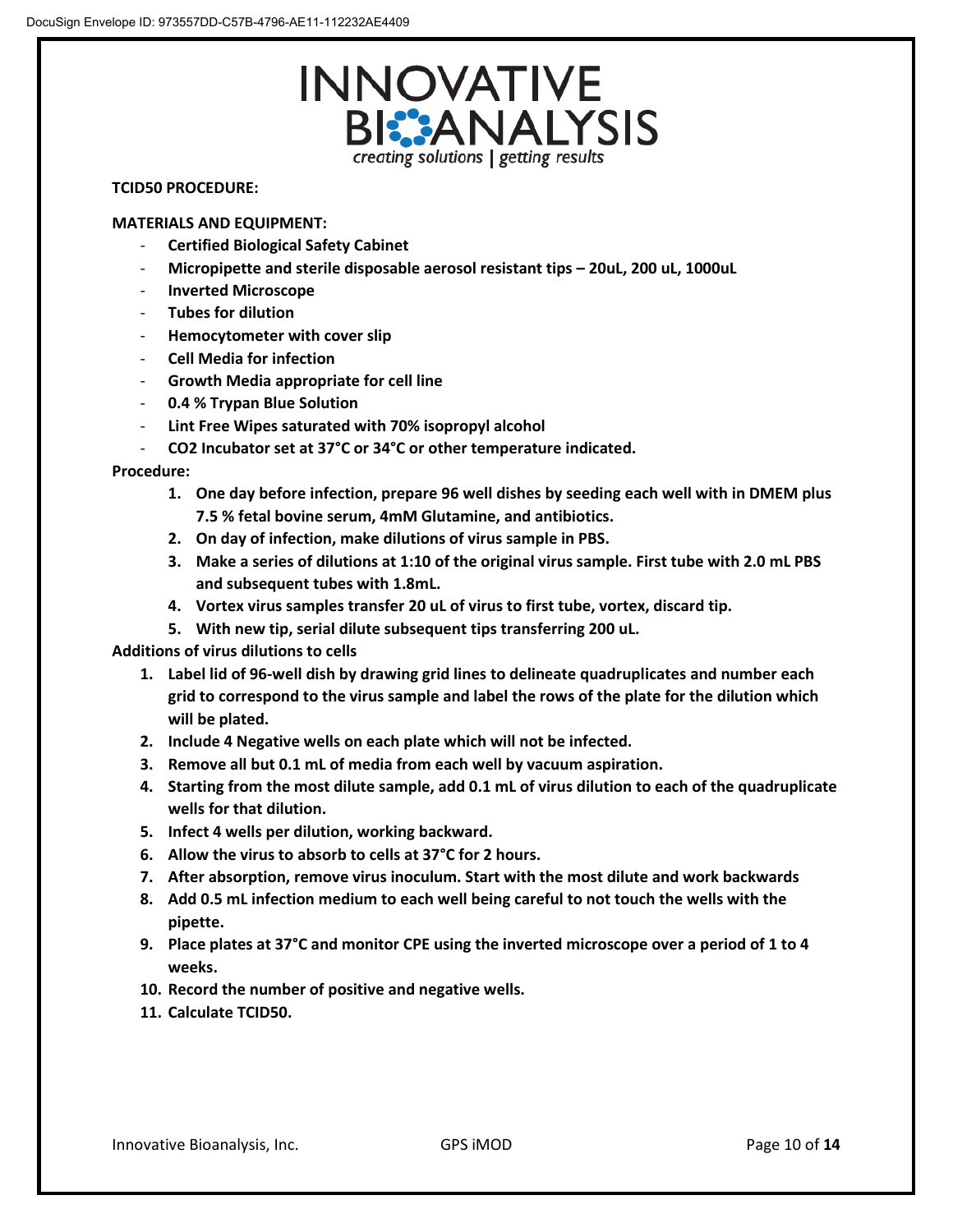**TCID50 PROCEDURE:**

**MATERIALS AND EQUIPMENT:**

- **Certified Biological Safety Cabinet**
- **Micropipette and sterile disposable aerosol resistant tips – 20uL, 200 uL, 1000uL**
- **Inverted Microscope**
- **Tubes for dilution**
- **Hemocytometer with cover slip**
- **Cell Media for infection**
- **Growth Media appropriate for cell line**
- **0.4 % Trypan Blue Solution**
- **Lint Free Wipes saturated with 70% isopropyl alcohol**
- **CO2 Incubator set at 37°C or 34°C or other temperature indicated.**

**Procedure:**

1. **One day before infection, prepare 96 well dishes by seeding each well with in DMEM plus 7.5 % fetal bovine serum, 4mM Glutamine, and antibiotics.**
2. **On day of infection, make dilutions of virus sample in PBS.**
3. **Make a series of dilutions at 1:10 of the original virus sample. First tube with 2.0 mL PBS and subsequent tubes with 1.8mL.**
4. **Vortex virus samples transfer 20 uL of virus to first tube, vortex, discard tip.**
5. **With new tip, serial dilute subsequent tips transferring 200 uL.**

**Additions of virus dilutions to cells**

1. **Label lid of 96-well dish by drawing grid lines to delineate quadruplicates and number each grid to correspond to the virus sample and label the rows of the plate for the dilution which will be plated.**
2. **Include 4 Negative wells on each plate which will not be infected.**
3. **Remove all but 0.1 mL of media from each well by vacuum aspiration.**
4. **Starting from the most dilute sample, add 0.1 mL of virus dilution to each of the quadruplicate wells for that dilution.**
5. **Infect 4 wells per dilution, working backward.**
6. **Allow the virus to absorb to cells at 37°C for 2 hours.**
7. **After absorption, remove virus inoculum. Start with the most dilute and work backwards**
8. **Add 0.5 mL infection medium to each well being careful to not touch the wells with the pipette.**
9. **Place plates at 37°C and monitor CPE using the inverted microscope over a period of 1 to 4 weeks.**
10. **Record the number of positive and negative wells.**
11. **Calculate TCID50.**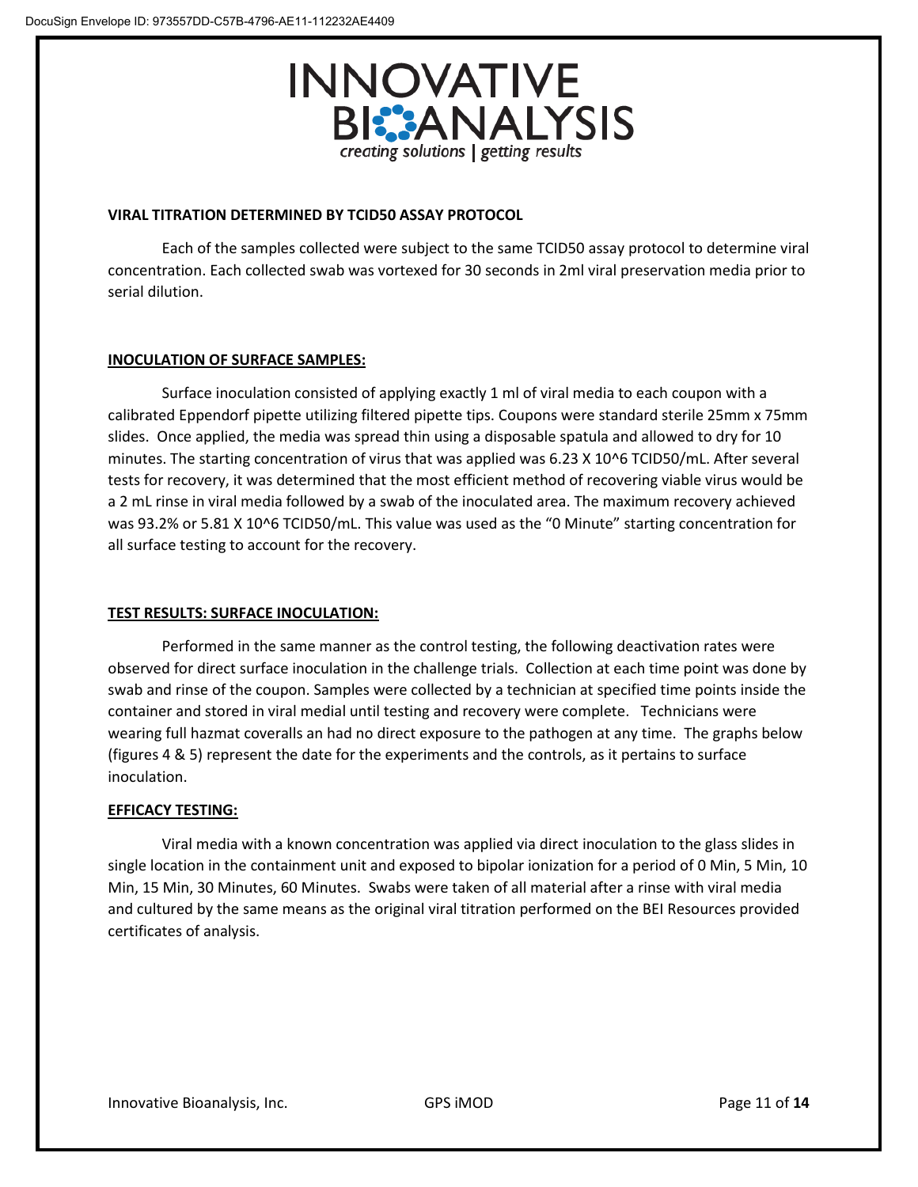## VIRAL TITRATION DETERMINED BY TCID50 ASSAY PROTOCOL

Each of the samples collected were subject to the same TCID50 assay protocol to determine viral concentration. Each collected swab was vortexed for 30 seconds in 2ml viral preservation media prior to serial dilution.

## INOCULATION OF SURFACE SAMPLES:

Surface inoculation consisted of applying exactly 1 ml of viral media to each coupon with a calibrated Eppendorf pipette utilizing filtered pipette tips. Coupons were standard sterile 25mm x 75mm slides. Once applied, the media was spread thin using a disposable spatula and allowed to dry for 10 minutes. The starting concentration of virus that was applied was 6.23 X 10^6 TCID50/mL. After several tests for recovery, it was determined that the most efficient method of recovering viable virus would be a 2 mL rinse in viral media followed by a swab of the inoculated area. The maximum recovery achieved was 93.2% or 5.81 X 10^6 TCID50/mL. This value was used as the "0 Minute" starting concentration for all surface testing to account for the recovery.

## TEST RESULTS: SURFACE INOCULATION:

Performed in the same manner as the control testing, the following deactivation rates were observed for direct surface inoculation in the challenge trials. Collection at each time point was done by swab and rinse of the coupon. Samples were collected by a technician at specified time points inside the container and stored in viral medial until testing and recovery were complete. Technicians were wearing full hazmat coveralls an had no direct exposure to the pathogen at any time. The graphs below (figures 4 & 5) represent the date for the experiments and the controls, as it pertains to surface inoculation.

## EFFICACY TESTING:

Viral media with a known concentration was applied via direct inoculation to the glass slides in single location in the containment unit and exposed to bipolar ionization for a period of 0 Min, 5 Min, 10 Min, 15 Min, 30 Minutes, 60 Minutes. Swabs were taken of all material after a rinse with viral media and cultured by the same means as the original viral titration performed on the BEI Resources provided certificates of analysis.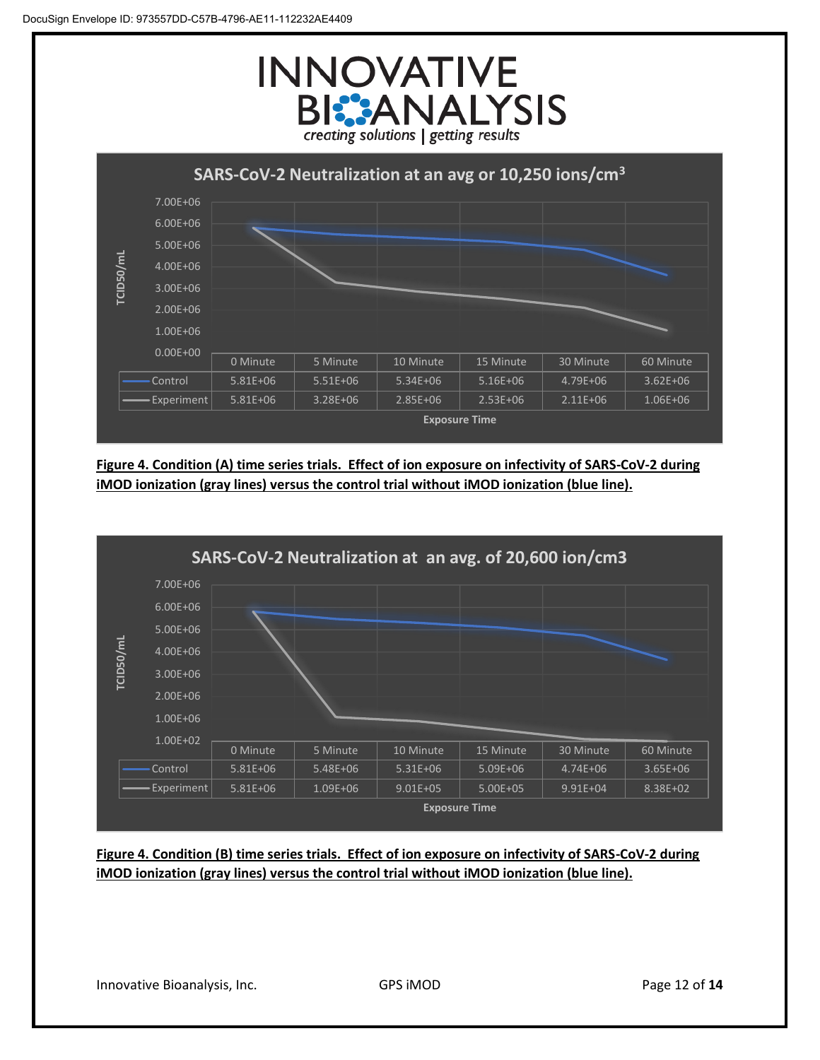**SARS-CoV-2 Neutralization at an avg or 10,250 ions/cm³**

| | 0 Minute | 5 Minute | 10 Minute | 15 Minute | 30 Minute | 60 Minute |
|---|---|---|---|---|---|---|
| Control | 5.81E+06 | 5.51E+06 | 5.34E+06 | 5.16E+06 | 4.79E+06 | 3.62E+06 |
| Experiment | 5.81E+06 | 3.28E+06 | 2.85E+06 | 2.53E+06 | 2.11E+06 | 1.06E+06 |

Exposure Time

**Figure 4. Condition (A) time series trials. Effect of ion exposure on infectivity of SARS-CoV-2 during iMOD ionization (gray lines) versus the control trial without iMOD ionization (blue line).**

**SARS-CoV-2 Neutralization at an avg. of 20,600 ion/cm3**

| | 0 Minute | 5 Minute | 10 Minute | 15 Minute | 30 Minute | 60 Minute |
|---|---|---|---|---|---|---|
| Control | 5.81E+06 | 5.48E+06 | 5.31E+06 | 5.09E+06 | 4.74E+06 | 3.65E+06 |
| Experiment | 5.81E+06 | 1.09E+06 | 9.01E+05 | 5.00E+05 | 9.91E+04 | 8.38E+02 |

Exposure Time

**Figure 4. Condition (B) time series trials. Effect of ion exposure on infectivity of SARS-CoV-2 during iMOD ionization (gray lines) versus the control trial without iMOD ionization (blue line).**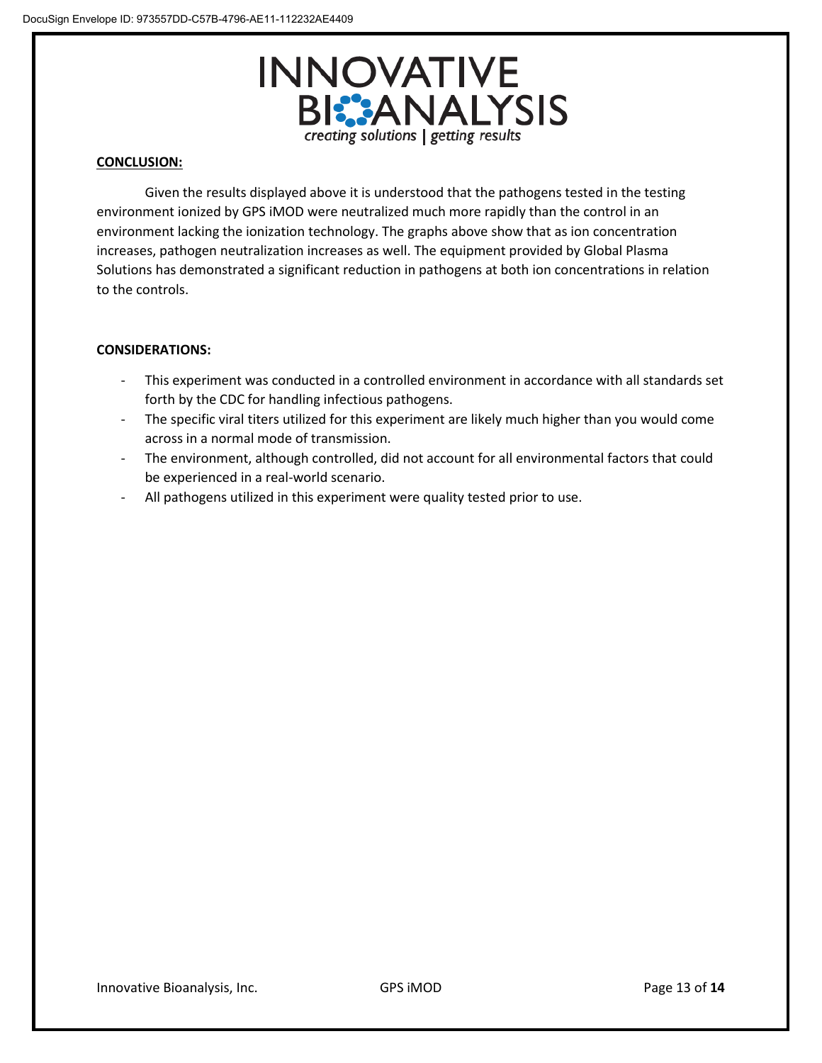## CONCLUSION:

Given the results displayed above it is understood that the pathogens tested in the testing environment ionized by GPS iMOD were neutralized much more rapidly than the control in an environment lacking the ionization technology. The graphs above show that as ion concentration increases, pathogen neutralization increases as well. The equipment provided by Global Plasma Solutions has demonstrated a significant reduction in pathogens at both ion concentrations in relation to the controls.

**CONSIDERATIONS:**

- This experiment was conducted in a controlled environment in accordance with all standards set forth by the CDC for handling infectious pathogens.
- The specific viral titers utilized for this experiment are likely much higher than you would come across in a normal mode of transmission.
- The environment, although controlled, did not account for all environmental factors that could be experienced in a real-world scenario.
- All pathogens utilized in this experiment were quality tested prior to use.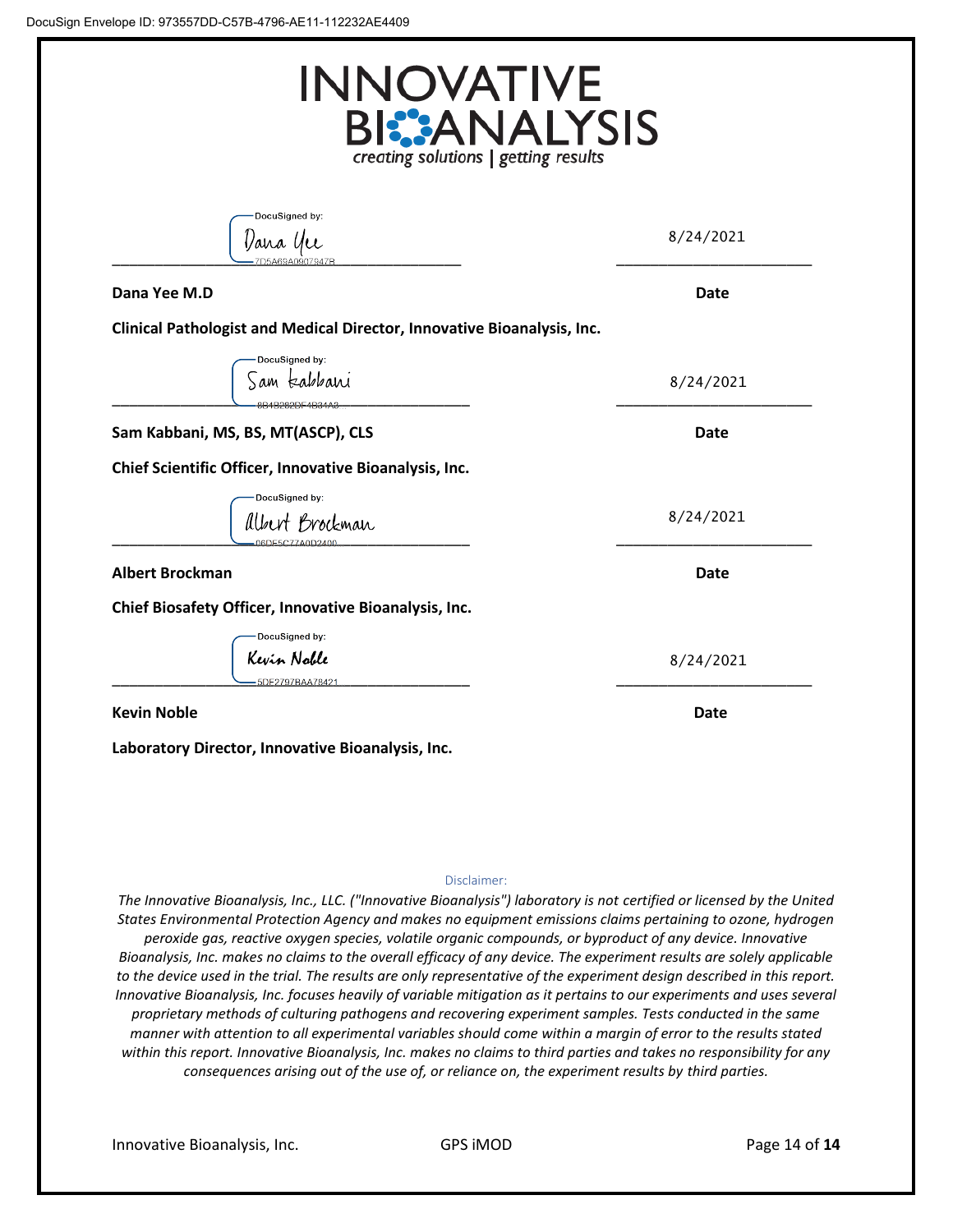DocuSign Envelope ID: 973557DD-C57B-4796-AE11-112232AE4409

INNOVATIVE BIOANALYSIS

*creating solutions | getting results*

DocuSigned by: Dana Yee
7D5A69A0907947B...

8/24/2021

**Dana Yee M.D** **Date**

**Clinical Pathologist and Medical Director, Innovative Bioanalysis, Inc.**

DocuSigned by: Sam Kabbani
8B4B282DF4B34A8...

8/24/2021

**Sam Kabbani, MS, BS, MT(ASCP), CLS** **Date**

**Chief Scientific Officer, Innovative Bioanalysis, Inc.**

DocuSigned by: Albert Brockman
06DE5C77A0D2400...

8/24/2021

**Albert Brockman** **Date**

**Chief Biosafety Officer, Innovative Bioanalysis, Inc.**

DocuSigned by: Kevin Noble
5DE2797BAA78421...

8/24/2021

**Kevin Noble** **Date**

**Laboratory Director, Innovative Bioanalysis, Inc.**

Disclaimer:

*The Innovative Bioanalysis, Inc., LLC. ("Innovative Bioanalysis") laboratory is not certified or licensed by the United States Environmental Protection Agency and makes no equipment emissions claims pertaining to ozone, hydrogen peroxide gas, reactive oxygen species, volatile organic compounds, or byproduct of any device. Innovative Bioanalysis, Inc. makes no claims to the overall efficacy of any device. The experiment results are solely applicable to the device used in the trial. The results are only representative of the experiment design described in this report. Innovative Bioanalysis, Inc. focuses heavily of variable mitigation as it pertains to our experiments and uses several proprietary methods of culturing pathogens and recovering experiment samples. Tests conducted in the same manner with attention to all experimental variables should come within a margin of error to the results stated within this report. Innovative Bioanalysis, Inc. makes no claims to third parties and takes no responsibility for any consequences arising out of the use of, or reliance on, the experiment results by third parties.*